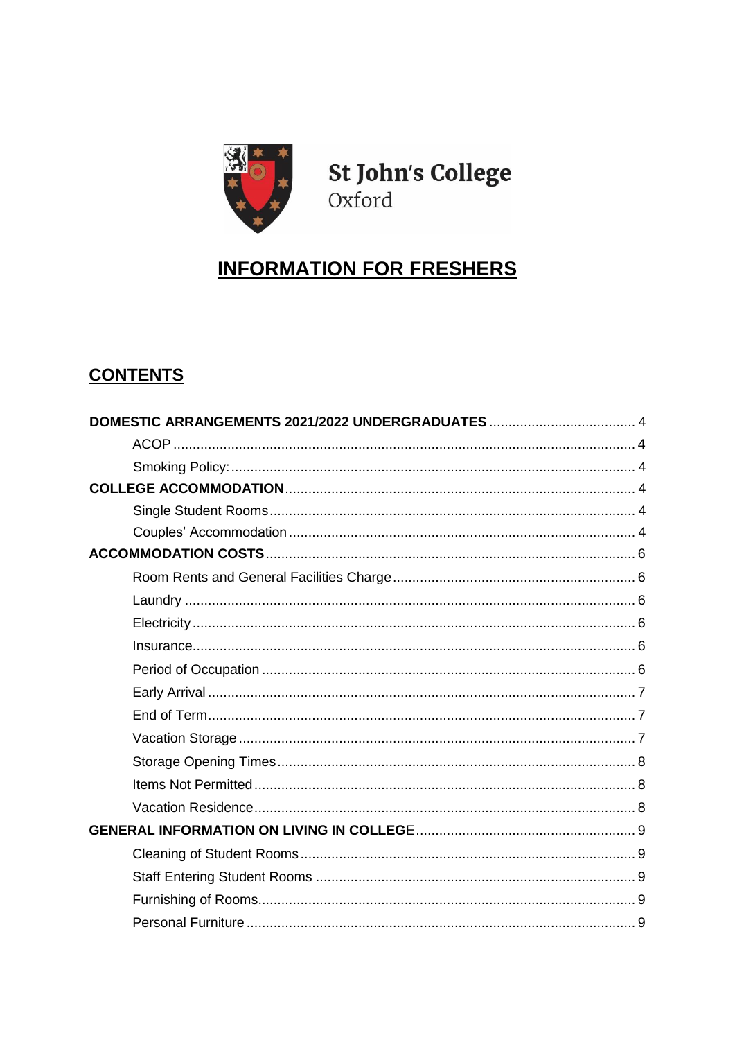St John's College
Oxford

# INFORMATION FOR FRESHERS

## CONTENTS

**DOMESTIC ARRANGEMENTS 2021/2022 UNDERGRADUATES** ..... 4

- ACOP ..... 4
- Smoking Policy: ..... 4

**COLLEGE ACCOMMODATION** ..... 4

- Single Student Rooms ..... 4
- Couples' Accommodation ..... 4

**ACCOMMODATION COSTS** ..... 6

- Room Rents and General Facilities Charge ..... 6
- Laundry ..... 6
- Electricity ..... 6
- Insurance ..... 6
- Period of Occupation ..... 6
- Early Arrival ..... 7
- End of Term ..... 7
- Vacation Storage ..... 7
- Storage Opening Times ..... 8
- Items Not Permitted ..... 8
- Vacation Residence ..... 8

**GENERAL INFORMATION ON LIVING IN COLLEGE** ..... 9

- Cleaning of Student Rooms ..... 9
- Staff Entering Student Rooms ..... 9
- Furnishing of Rooms ..... 9
- Personal Furniture ..... 9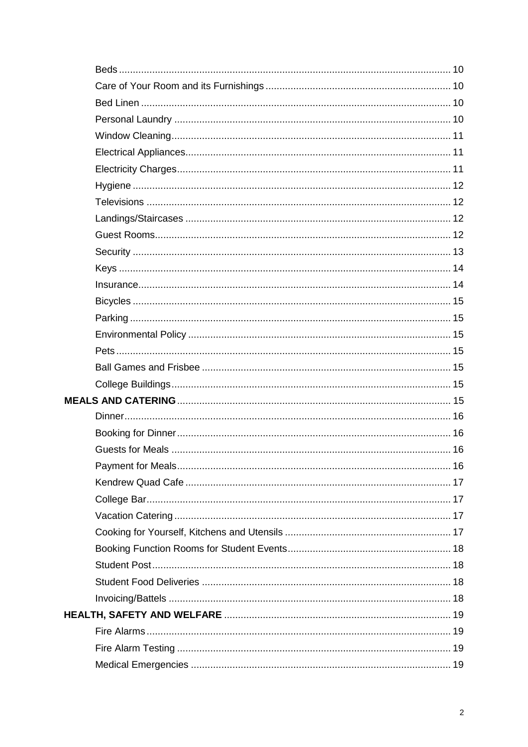Beds ........................................................................................................ 10
Care of Your Room and its Furnishings ................................................................... 10
Bed Linen ................................................................................................ 10
Personal Laundry ................................................................................................ 10
Window Cleaning................................................................................................ 11
Electrical Appliances................................................................................................ 11
Electricity Charges................................................................................................ 11
Hygiene ................................................................................................ 12
Televisions ................................................................................................ 12
Landings/Staircases ................................................................................................ 12
Guest Rooms................................................................................................ 12
Security ................................................................................................ 13
Keys ................................................................................................ 14
Insurance................................................................................................ 14
Bicycles ................................................................................................ 15
Parking ................................................................................................ 15
Environmental Policy ................................................................................................ 15
Pets ................................................................................................ 15
Ball Games and Frisbee ................................................................................................ 15
College Buildings................................................................................................ 15

**MEALS AND CATERING** ................................................................................................ 15

Dinner................................................................................................ 16
Booking for Dinner................................................................................................ 16
Guests for Meals ................................................................................................ 16
Payment for Meals................................................................................................ 16
Kendrew Quad Cafe ................................................................................................ 17
College Bar................................................................................................ 17
Vacation Catering ................................................................................................ 17
Cooking for Yourself, Kitchens and Utensils ................................................................ 17
Booking Function Rooms for Student Events................................................................ 18
Student Post................................................................................................ 18
Student Food Deliveries ................................................................................................ 18
Invoicing/Battels ................................................................................................ 18

**HEALTH, SAFETY AND WELFARE** ................................................................................................ 19

Fire Alarms................................................................................................ 19
Fire Alarm Testing ................................................................................................ 19
Medical Emergencies ................................................................................................ 19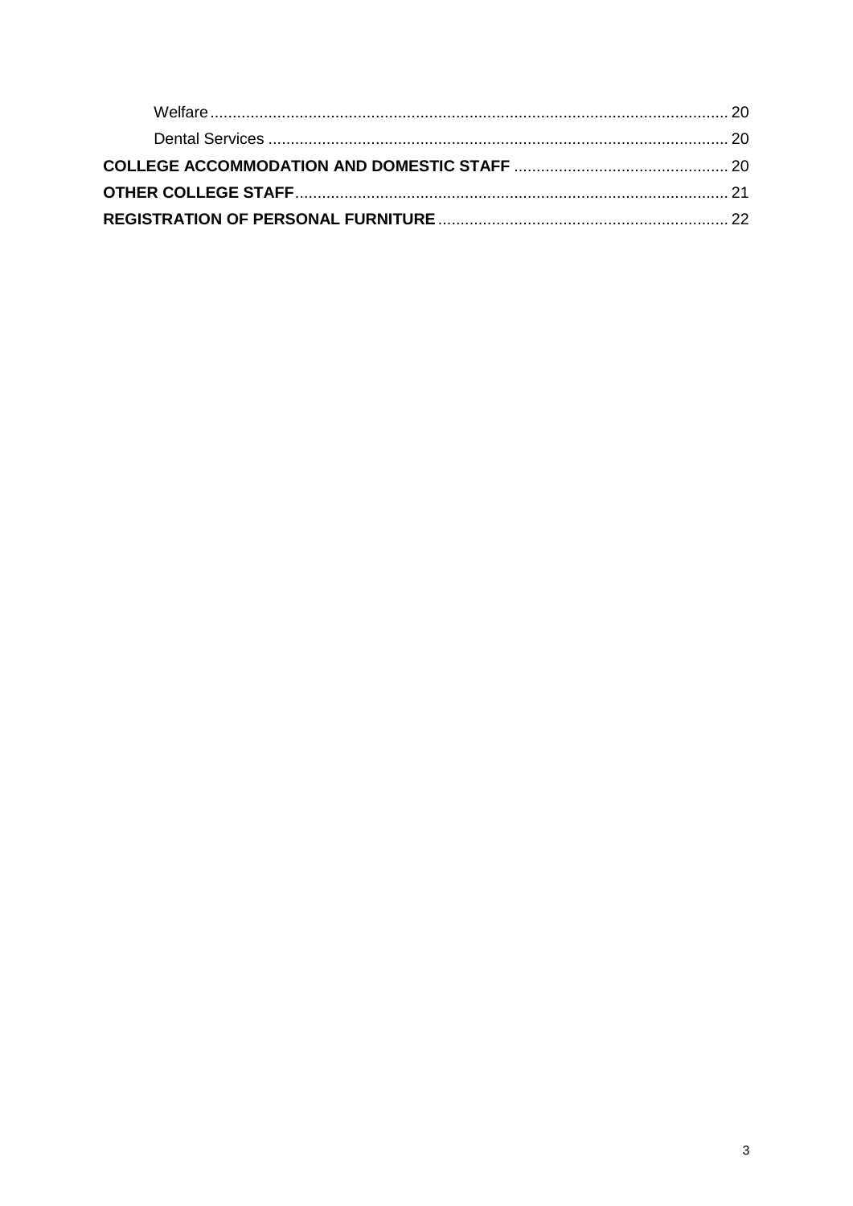Welfare ........................................................................................................ 20

Dental Services ............................................................................................ 20

**COLLEGE ACCOMMODATION AND DOMESTIC STAFF** ............................................... 20

**OTHER COLLEGE STAFF** ...................................................................................... 21

**REGISTRATION OF PERSONAL FURNITURE** ................................................................ 22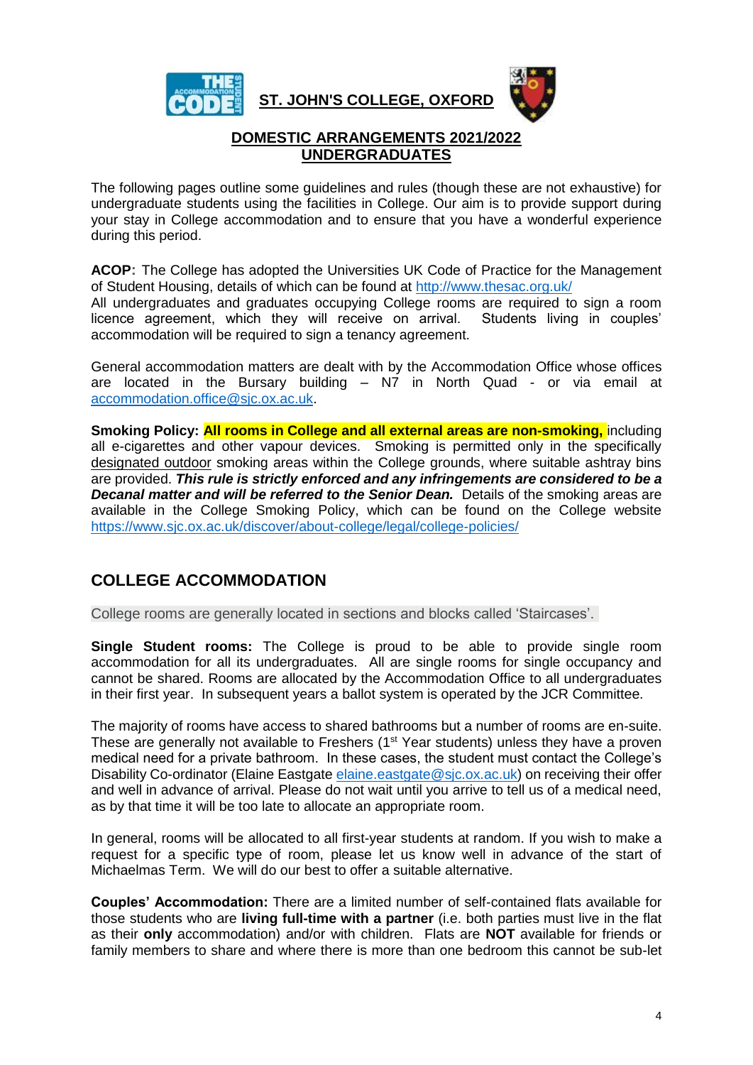**ST. JOHN'S COLLEGE, OXFORD**

# DOMESTIC ARRANGEMENTS 2021/2022
## UNDERGRADUATES

The following pages outline some guidelines and rules (though these are not exhaustive) for undergraduate students using the facilities in College. Our aim is to provide support during your stay in College accommodation and to ensure that you have a wonderful experience during this period.

**ACOP:** The College has adopted the Universities UK Code of Practice for the Management of Student Housing, details of which can be found at http://www.thesac.org.uk/
All undergraduates and graduates occupying College rooms are required to sign a room licence agreement, which they will receive on arrival. Students living in couples' accommodation will be required to sign a tenancy agreement.

General accommodation matters are dealt with by the Accommodation Office whose offices are located in the Bursary building – N7 in North Quad - or via email at accommodation.office@sjc.ox.ac.uk.

**Smoking Policy: All rooms in College and all external areas are non-smoking,** including all e-cigarettes and other vapour devices. Smoking is permitted only in the specifically designated outdoor smoking areas within the College grounds, where suitable ashtray bins are provided. ***This rule is strictly enforced and any infringements are considered to be a Decanal matter and will be referred to the Senior Dean.*** Details of the smoking areas are available in the College Smoking Policy, which can be found on the College website https://www.sjc.ox.ac.uk/discover/about-college/legal/college-policies/

## COLLEGE ACCOMMODATION

College rooms are generally located in sections and blocks called 'Staircases'.

**Single Student rooms:** The College is proud to be able to provide single room accommodation for all its undergraduates. All are single rooms for single occupancy and cannot be shared. Rooms are allocated by the Accommodation Office to all undergraduates in their first year. In subsequent years a ballot system is operated by the JCR Committee.

The majority of rooms have access to shared bathrooms but a number of rooms are en-suite. These are generally not available to Freshers (1st Year students) unless they have a proven medical need for a private bathroom. In these cases, the student must contact the College's Disability Co-ordinator (Elaine Eastgate elaine.eastgate@sjc.ox.ac.uk) on receiving their offer and well in advance of arrival. Please do not wait until you arrive to tell us of a medical need, as by that time it will be too late to allocate an appropriate room.

In general, rooms will be allocated to all first-year students at random. If you wish to make a request for a specific type of room, please let us know well in advance of the start of Michaelmas Term. We will do our best to offer a suitable alternative.

**Couples' Accommodation:** There are a limited number of self-contained flats available for those students who are **living full-time with a partner** (i.e. both parties must live in the flat as their **only** accommodation) and/or with children. Flats are **NOT** available for friends or family members to share and where there is more than one bedroom this cannot be sub-let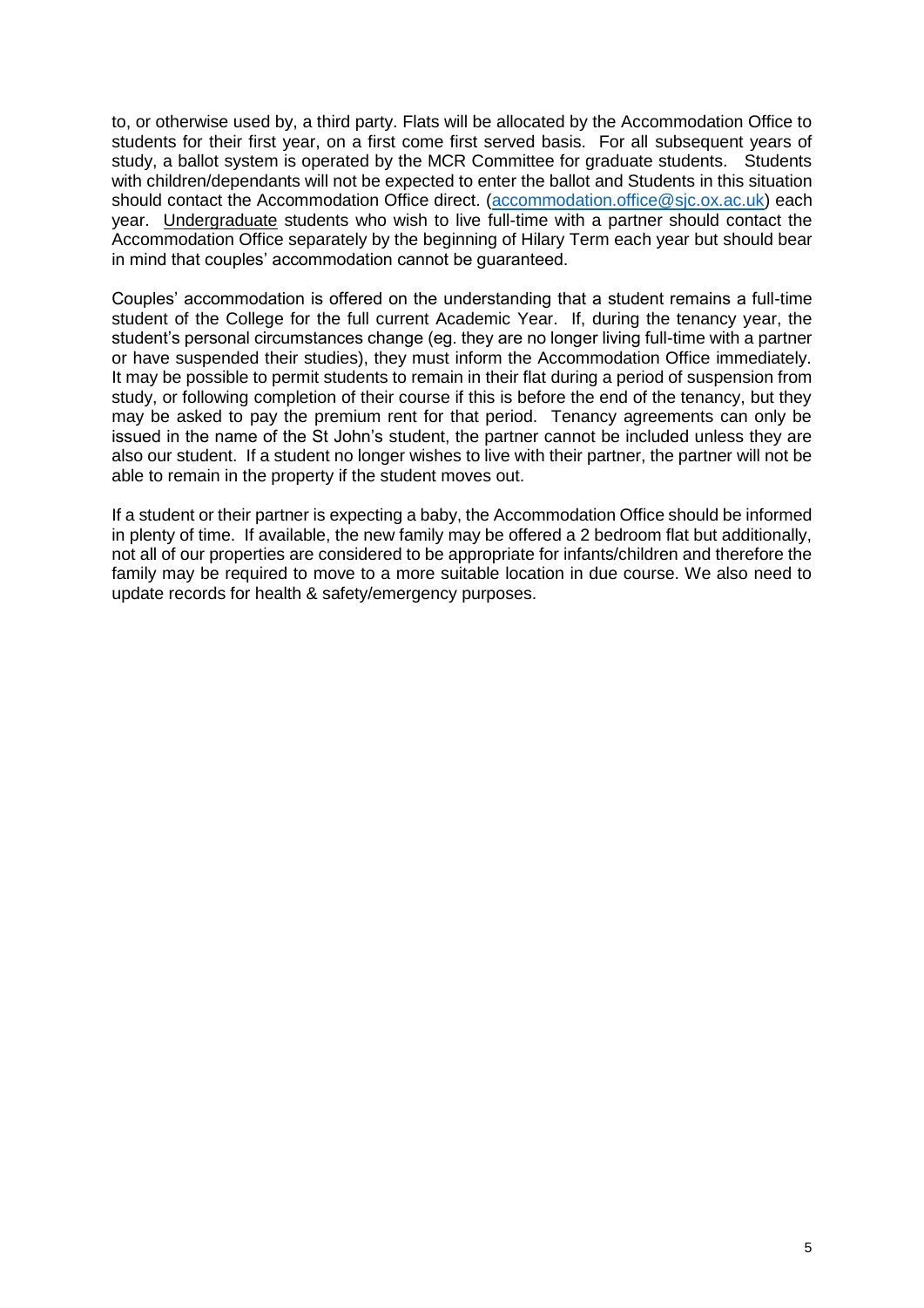to, or otherwise used by, a third party. Flats will be allocated by the Accommodation Office to students for their first year, on a first come first served basis. For all subsequent years of study, a ballot system is operated by the MCR Committee for graduate students. Students with children/dependants will not be expected to enter the ballot and Students in this situation should contact the Accommodation Office direct. ([accommodation.office@sjc.ox.ac.uk](mailto:accommodation.office@sjc.ox.ac.uk)) each year. <u>Undergraduate</u> students who wish to live full-time with a partner should contact the Accommodation Office separately by the beginning of Hilary Term each year but should bear in mind that couples' accommodation cannot be guaranteed.

Couples' accommodation is offered on the understanding that a student remains a full-time student of the College for the full current Academic Year. If, during the tenancy year, the student's personal circumstances change (eg. they are no longer living full-time with a partner or have suspended their studies), they must inform the Accommodation Office immediately. It may be possible to permit students to remain in their flat during a period of suspension from study, or following completion of their course if this is before the end of the tenancy, but they may be asked to pay the premium rent for that period. Tenancy agreements can only be issued in the name of the St John's student, the partner cannot be included unless they are also our student. If a student no longer wishes to live with their partner, the partner will not be able to remain in the property if the student moves out.

If a student or their partner is expecting a baby, the Accommodation Office should be informed in plenty of time. If available, the new family may be offered a 2 bedroom flat but additionally, not all of our properties are considered to be appropriate for infants/children and therefore the family may be required to move to a more suitable location in due course. We also need to update records for health & safety/emergency purposes.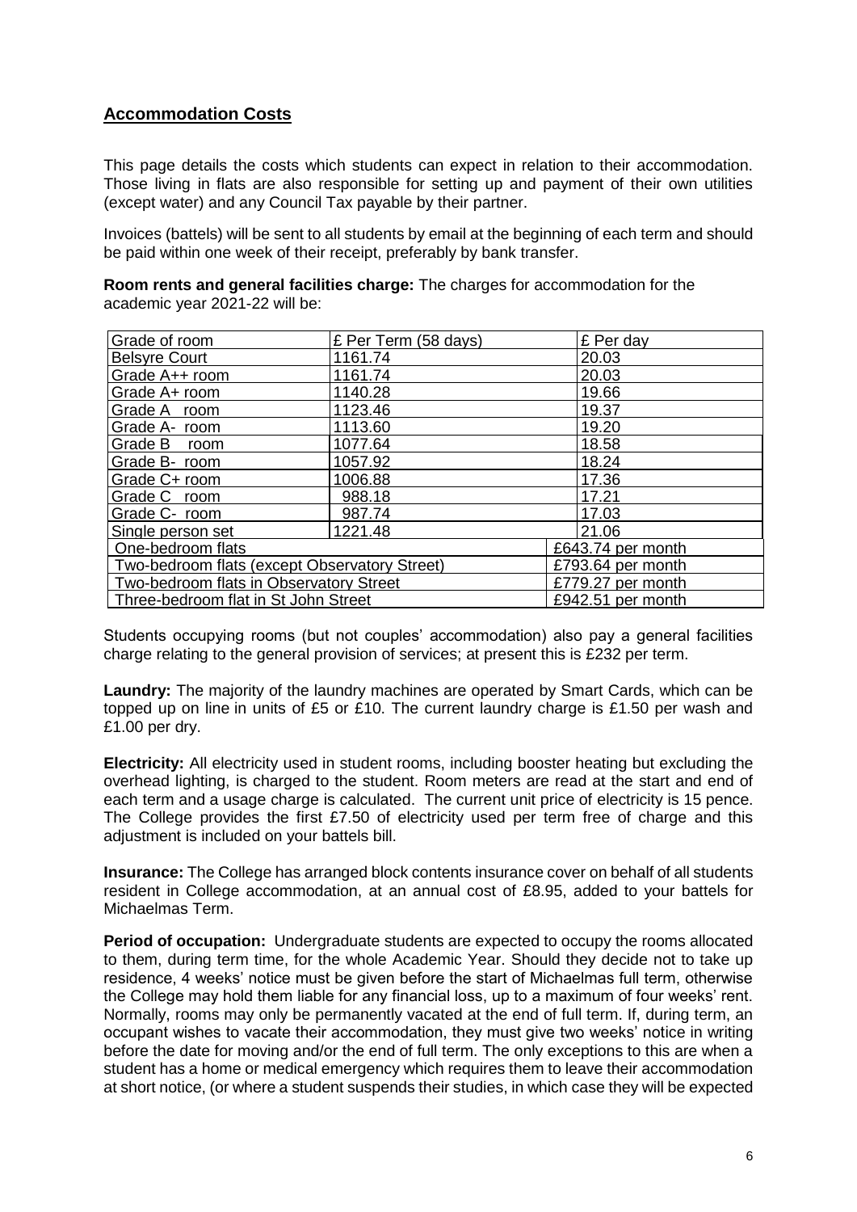## Accommodation Costs

This page details the costs which students can expect in relation to their accommodation. Those living in flats are also responsible for setting up and payment of their own utilities (except water) and any Council Tax payable by their partner.

Invoices (battels) will be sent to all students by email at the beginning of each term and should be paid within one week of their receipt, preferably by bank transfer.

**Room rents and general facilities charge:** The charges for accommodation for the academic year 2021-22 will be:

| Grade of room | £ Per Term (58 days) | £ Per day |
|---|---|---|
| Belsyre Court | 1161.74 | 20.03 |
| Grade A++ room | 1161.74 | 20.03 |
| Grade A+ room | 1140.28 | 19.66 |
| Grade A room | 1123.46 | 19.37 |
| Grade A- room | 1113.60 | 19.20 |
| Grade B room | 1077.64 | 18.58 |
| Grade B- room | 1057.92 | 18.24 |
| Grade C+ room | 1006.88 | 17.36 |
| Grade C room | 988.18 | 17.21 |
| Grade C- room | 987.74 | 17.03 |
| Single person set | 1221.48 | 21.06 |
| One-bedroom flats | | £643.74 per month |
| Two-bedroom flats (except Observatory Street) | | £793.64 per month |
| Two-bedroom flats in Observatory Street | | £779.27 per month |
| Three-bedroom flat in St John Street | | £942.51 per month |

Students occupying rooms (but not couples' accommodation) also pay a general facilities charge relating to the general provision of services; at present this is £232 per term.

**Laundry:** The majority of the laundry machines are operated by Smart Cards, which can be topped up on line in units of £5 or £10. The current laundry charge is £1.50 per wash and £1.00 per dry.

**Electricity:** All electricity used in student rooms, including booster heating but excluding the overhead lighting, is charged to the student. Room meters are read at the start and end of each term and a usage charge is calculated. The current unit price of electricity is 15 pence. The College provides the first £7.50 of electricity used per term free of charge and this adjustment is included on your battels bill.

**Insurance:** The College has arranged block contents insurance cover on behalf of all students resident in College accommodation, at an annual cost of £8.95, added to your battels for Michaelmas Term.

**Period of occupation:** Undergraduate students are expected to occupy the rooms allocated to them, during term time, for the whole Academic Year. Should they decide not to take up residence, 4 weeks' notice must be given before the start of Michaelmas full term, otherwise the College may hold them liable for any financial loss, up to a maximum of four weeks' rent. Normally, rooms may only be permanently vacated at the end of full term. If, during term, an occupant wishes to vacate their accommodation, they must give two weeks' notice in writing before the date for moving and/or the end of full term. The only exceptions to this are when a student has a home or medical emergency which requires them to leave their accommodation at short notice, (or where a student suspends their studies, in which case they will be expected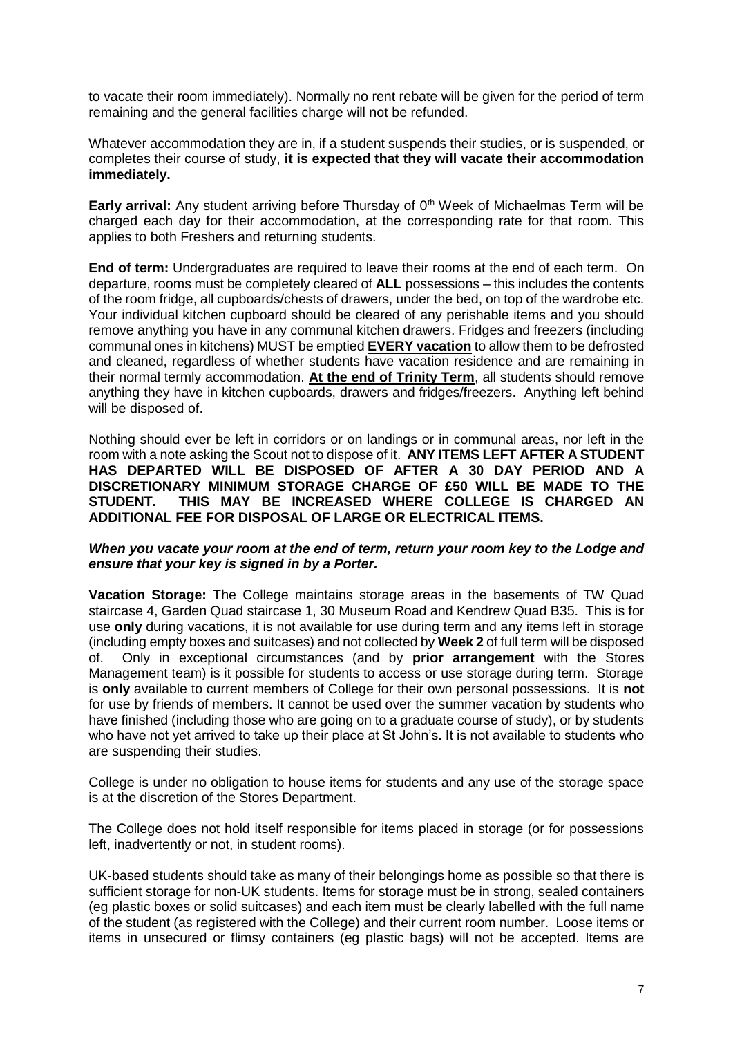to vacate their room immediately). Normally no rent rebate will be given for the period of term remaining and the general facilities charge will not be refunded.

Whatever accommodation they are in, if a student suspends their studies, or is suspended, or completes their course of study, **it is expected that they will vacate their accommodation immediately.**

**Early arrival:** Any student arriving before Thursday of 0th Week of Michaelmas Term will be charged each day for their accommodation, at the corresponding rate for that room. This applies to both Freshers and returning students.

**End of term:** Undergraduates are required to leave their rooms at the end of each term. On departure, rooms must be completely cleared of **ALL** possessions – this includes the contents of the room fridge, all cupboards/chests of drawers, under the bed, on top of the wardrobe etc. Your individual kitchen cupboard should be cleared of any perishable items and you should remove anything you have in any communal kitchen drawers. Fridges and freezers (including communal ones in kitchens) MUST be emptied **EVERY vacation** to allow them to be defrosted and cleaned, regardless of whether students have vacation residence and are remaining in their normal termly accommodation. **At the end of Trinity Term**, all students should remove anything they have in kitchen cupboards, drawers and fridges/freezers. Anything left behind will be disposed of.

Nothing should ever be left in corridors or on landings or in communal areas, nor left in the room with a note asking the Scout not to dispose of it. **ANY ITEMS LEFT AFTER A STUDENT HAS DEPARTED WILL BE DISPOSED OF AFTER A 30 DAY PERIOD AND A DISCRETIONARY MINIMUM STORAGE CHARGE OF £50 WILL BE MADE TO THE STUDENT. THIS MAY BE INCREASED WHERE COLLEGE IS CHARGED AN ADDITIONAL FEE FOR DISPOSAL OF LARGE OR ELECTRICAL ITEMS.**

***When you vacate your room at the end of term, return your room key to the Lodge and ensure that your key is signed in by a Porter.***

**Vacation Storage:** The College maintains storage areas in the basements of TW Quad staircase 4, Garden Quad staircase 1, 30 Museum Road and Kendrew Quad B35. This is for use **only** during vacations, it is not available for use during term and any items left in storage (including empty boxes and suitcases) and not collected by **Week 2** of full term will be disposed of. Only in exceptional circumstances (and by **prior arrangement** with the Stores Management team) is it possible for students to access or use storage during term. Storage is **only** available to current members of College for their own personal possessions. It is **not** for use by friends of members. It cannot be used over the summer vacation by students who have finished (including those who are going on to a graduate course of study), or by students who have not yet arrived to take up their place at St John's. It is not available to students who are suspending their studies.

College is under no obligation to house items for students and any use of the storage space is at the discretion of the Stores Department.

The College does not hold itself responsible for items placed in storage (or for possessions left, inadvertently or not, in student rooms).

UK-based students should take as many of their belongings home as possible so that there is sufficient storage for non-UK students. Items for storage must be in strong, sealed containers (eg plastic boxes or solid suitcases) and each item must be clearly labelled with the full name of the student (as registered with the College) and their current room number. Loose items or items in unsecured or flimsy containers (eg plastic bags) will not be accepted. Items are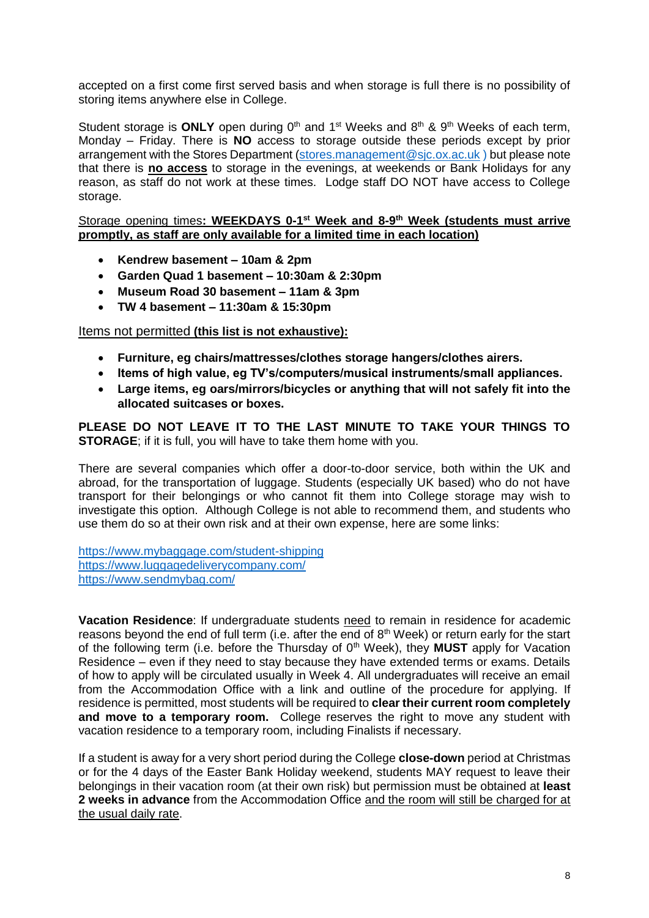accepted on a first come first served basis and when storage is full there is no possibility of storing items anywhere else in College.

Student storage is **ONLY** open during 0th and 1st Weeks and 8th & 9th Weeks of each term, Monday – Friday. There is **NO** access to storage outside these periods except by prior arrangement with the Stores Department (stores.management@sjc.ox.ac.uk ) but please note that there is **no access** to storage in the evenings, at weekends or Bank Holidays for any reason, as staff do not work at these times. Lodge staff DO NOT have access to College storage.

Storage opening times**: WEEKDAYS 0-1st Week and 8-9th Week (students must arrive promptly, as staff are only available for a limited time in each location)**

- **Kendrew basement – 10am & 2pm**
- **Garden Quad 1 basement – 10:30am & 2:30pm**
- **Museum Road 30 basement – 11am & 3pm**
- **TW 4 basement – 11:30am & 15:30pm**

Items not permitted **(this list is not exhaustive):**

- **Furniture, eg chairs/mattresses/clothes storage hangers/clothes airers.**
- **Items of high value, eg TV's/computers/musical instruments/small appliances.**
- **Large items, eg oars/mirrors/bicycles or anything that will not safely fit into the allocated suitcases or boxes.**

**PLEASE DO NOT LEAVE IT TO THE LAST MINUTE TO TAKE YOUR THINGS TO STORAGE**; if it is full, you will have to take them home with you.

There are several companies which offer a door-to-door service, both within the UK and abroad, for the transportation of luggage. Students (especially UK based) who do not have transport for their belongings or who cannot fit them into College storage may wish to investigate this option. Although College is not able to recommend them, and students who use them do so at their own risk and at their own expense, here are some links:

https://www.mybaggage.com/student-shipping
https://www.luggagedeliverycompany.com/
https://www.sendmybag.com/

**Vacation Residence**: If undergraduate students need to remain in residence for academic reasons beyond the end of full term (i.e. after the end of 8th Week) or return early for the start of the following term (i.e. before the Thursday of 0th Week), they **MUST** apply for Vacation Residence – even if they need to stay because they have extended terms or exams. Details of how to apply will be circulated usually in Week 4. All undergraduates will receive an email from the Accommodation Office with a link and outline of the procedure for applying. If residence is permitted, most students will be required to **clear their current room completely and move to a temporary room.** College reserves the right to move any student with vacation residence to a temporary room, including Finalists if necessary.

If a student is away for a very short period during the College **close-down** period at Christmas or for the 4 days of the Easter Bank Holiday weekend, students MAY request to leave their belongings in their vacation room (at their own risk) but permission must be obtained at **least 2 weeks in advance** from the Accommodation Office and the room will still be charged for at the usual daily rate.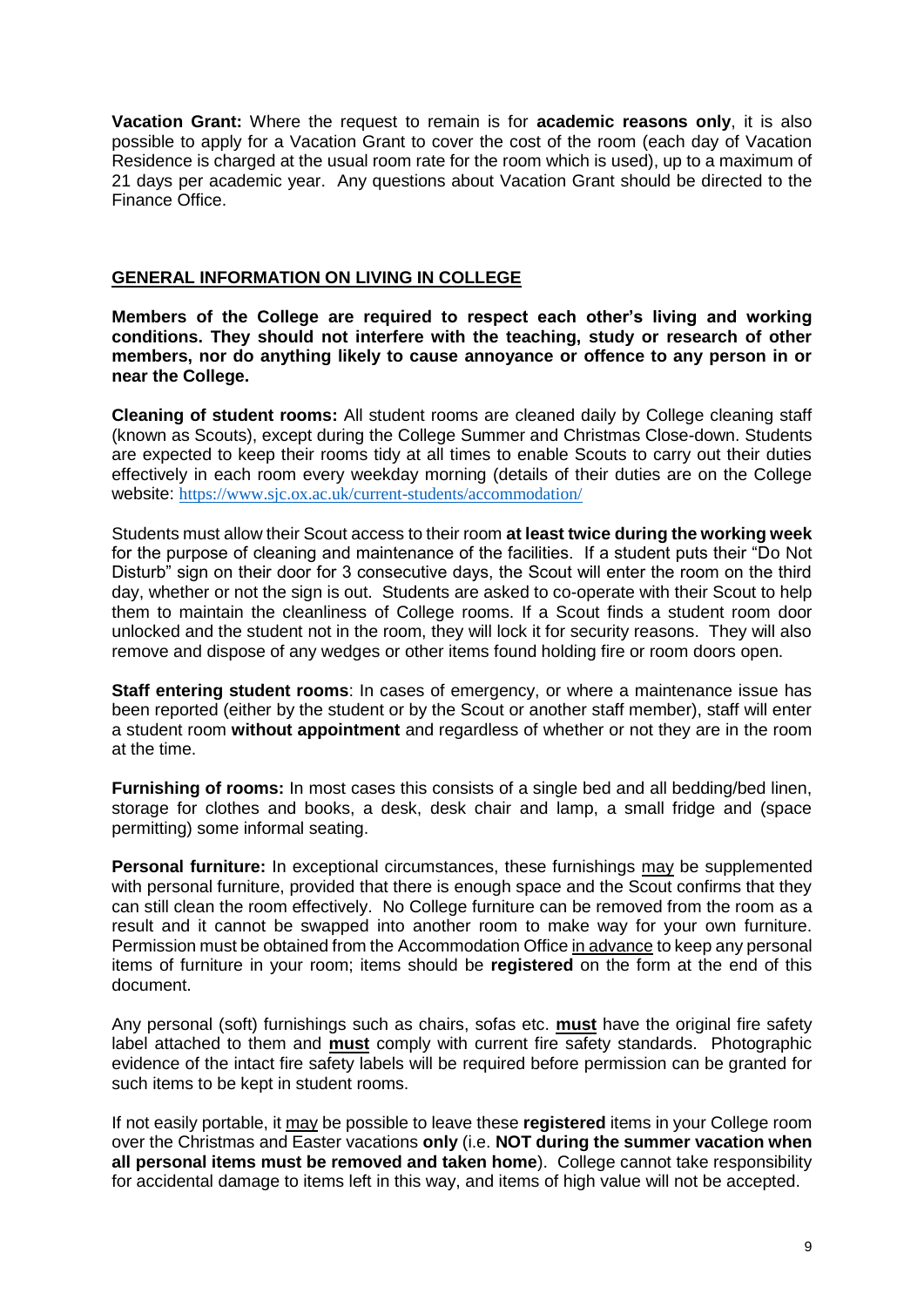**Vacation Grant:** Where the request to remain is for **academic reasons only**, it is also possible to apply for a Vacation Grant to cover the cost of the room (each day of Vacation Residence is charged at the usual room rate for the room which is used), up to a maximum of 21 days per academic year. Any questions about Vacation Grant should be directed to the Finance Office.

## GENERAL INFORMATION ON LIVING IN COLLEGE

**Members of the College are required to respect each other's living and working conditions. They should not interfere with the teaching, study or research of other members, nor do anything likely to cause annoyance or offence to any person in or near the College.**

**Cleaning of student rooms:** All student rooms are cleaned daily by College cleaning staff (known as Scouts), except during the College Summer and Christmas Close-down. Students are expected to keep their rooms tidy at all times to enable Scouts to carry out their duties effectively in each room every weekday morning (details of their duties are on the College website: https://www.sjc.ox.ac.uk/current-students/accommodation/

Students must allow their Scout access to their room **at least twice during the working week** for the purpose of cleaning and maintenance of the facilities. If a student puts their "Do Not Disturb" sign on their door for 3 consecutive days, the Scout will enter the room on the third day, whether or not the sign is out. Students are asked to co-operate with their Scout to help them to maintain the cleanliness of College rooms. If a Scout finds a student room door unlocked and the student not in the room, they will lock it for security reasons. They will also remove and dispose of any wedges or other items found holding fire or room doors open.

**Staff entering student rooms**: In cases of emergency, or where a maintenance issue has been reported (either by the student or by the Scout or another staff member), staff will enter a student room **without appointment** and regardless of whether or not they are in the room at the time.

**Furnishing of rooms:** In most cases this consists of a single bed and all bedding/bed linen, storage for clothes and books, a desk, desk chair and lamp, a small fridge and (space permitting) some informal seating.

**Personal furniture:** In exceptional circumstances, these furnishings may be supplemented with personal furniture, provided that there is enough space and the Scout confirms that they can still clean the room effectively. No College furniture can be removed from the room as a result and it cannot be swapped into another room to make way for your own furniture. Permission must be obtained from the Accommodation Office in advance to keep any personal items of furniture in your room; items should be **registered** on the form at the end of this document.

Any personal (soft) furnishings such as chairs, sofas etc. **must** have the original fire safety label attached to them and **must** comply with current fire safety standards. Photographic evidence of the intact fire safety labels will be required before permission can be granted for such items to be kept in student rooms.

If not easily portable, it may be possible to leave these **registered** items in your College room over the Christmas and Easter vacations **only** (i.e. **NOT during the summer vacation when all personal items must be removed and taken home**). College cannot take responsibility for accidental damage to items left in this way, and items of high value will not be accepted.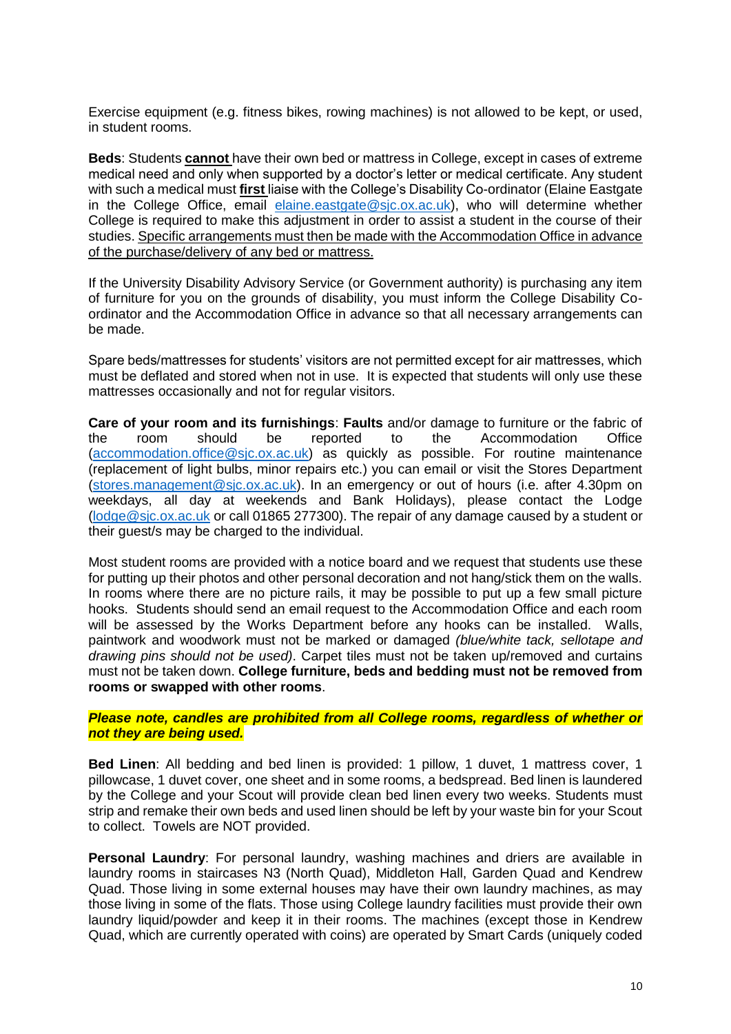Exercise equipment (e.g. fitness bikes, rowing machines) is not allowed to be kept, or used, in student rooms.

**Beds**: Students **cannot** have their own bed or mattress in College, except in cases of extreme medical need and only when supported by a doctor's letter or medical certificate. Any student with such a medical must **first** liaise with the College's Disability Co-ordinator (Elaine Eastgate in the College Office, email elaine.eastgate@sjc.ox.ac.uk), who will determine whether College is required to make this adjustment in order to assist a student in the course of their studies. Specific arrangements must then be made with the Accommodation Office in advance of the purchase/delivery of any bed or mattress.

If the University Disability Advisory Service (or Government authority) is purchasing any item of furniture for you on the grounds of disability, you must inform the College Disability Co-ordinator and the Accommodation Office in advance so that all necessary arrangements can be made.

Spare beds/mattresses for students' visitors are not permitted except for air mattresses, which must be deflated and stored when not in use. It is expected that students will only use these mattresses occasionally and not for regular visitors.

**Care of your room and its furnishings**: **Faults** and/or damage to furniture or the fabric of the room should be reported to the Accommodation Office (accommodation.office@sjc.ox.ac.uk) as quickly as possible. For routine maintenance (replacement of light bulbs, minor repairs etc.) you can email or visit the Stores Department (stores.management@sjc.ox.ac.uk). In an emergency or out of hours (i.e. after 4.30pm on weekdays, all day at weekends and Bank Holidays), please contact the Lodge (lodge@sjc.ox.ac.uk or call 01865 277300). The repair of any damage caused by a student or their guest/s may be charged to the individual.

Most student rooms are provided with a notice board and we request that students use these for putting up their photos and other personal decoration and not hang/stick them on the walls. In rooms where there are no picture rails, it may be possible to put up a few small picture hooks. Students should send an email request to the Accommodation Office and each room will be assessed by the Works Department before any hooks can be installed. Walls, paintwork and woodwork must not be marked or damaged *(blue/white tack, sellotape and drawing pins should not be used)*. Carpet tiles must not be taken up/removed and curtains must not be taken down. **College furniture, beds and bedding must not be removed from rooms or swapped with other rooms**.

***Please note, candles are prohibited from all College rooms, regardless of whether or not they are being used.***

**Bed Linen**: All bedding and bed linen is provided: 1 pillow, 1 duvet, 1 mattress cover, 1 pillowcase, 1 duvet cover, one sheet and in some rooms, a bedspread. Bed linen is laundered by the College and your Scout will provide clean bed linen every two weeks. Students must strip and remake their own beds and used linen should be left by your waste bin for your Scout to collect. Towels are NOT provided.

**Personal Laundry**: For personal laundry, washing machines and driers are available in laundry rooms in staircases N3 (North Quad), Middleton Hall, Garden Quad and Kendrew Quad. Those living in some external houses may have their own laundry machines, as may those living in some of the flats. Those using College laundry facilities must provide their own laundry liquid/powder and keep it in their rooms. The machines (except those in Kendrew Quad, which are currently operated with coins) are operated by Smart Cards (uniquely coded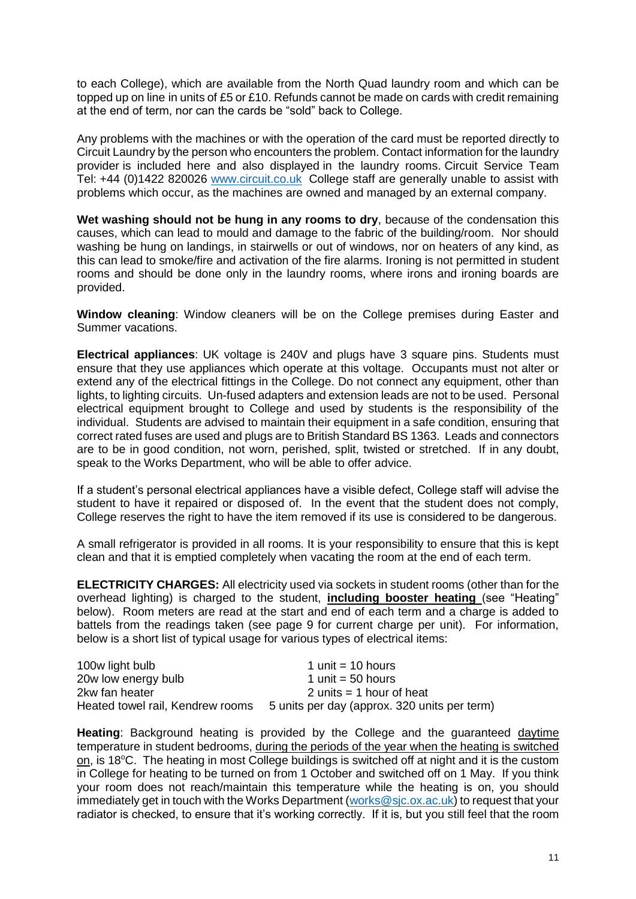to each College), which are available from the North Quad laundry room and which can be topped up on line in units of £5 or £10. Refunds cannot be made on cards with credit remaining at the end of term, nor can the cards be "sold" back to College.

Any problems with the machines or with the operation of the card must be reported directly to Circuit Laundry by the person who encounters the problem. Contact information for the laundry provider is included here and also displayed in the laundry rooms. Circuit Service Team Tel: +44 (0)1422 820026 [www.circuit.co.uk](http://www.circuit.co.uk) College staff are generally unable to assist with problems which occur, as the machines are owned and managed by an external company.

**Wet washing should not be hung in any rooms to dry**, because of the condensation this causes, which can lead to mould and damage to the fabric of the building/room. Nor should washing be hung on landings, in stairwells or out of windows, nor on heaters of any kind, as this can lead to smoke/fire and activation of the fire alarms. Ironing is not permitted in student rooms and should be done only in the laundry rooms, where irons and ironing boards are provided.

**Window cleaning**: Window cleaners will be on the College premises during Easter and Summer vacations.

**Electrical appliances**: UK voltage is 240V and plugs have 3 square pins. Students must ensure that they use appliances which operate at this voltage. Occupants must not alter or extend any of the electrical fittings in the College. Do not connect any equipment, other than lights, to lighting circuits. Un-fused adapters and extension leads are not to be used. Personal electrical equipment brought to College and used by students is the responsibility of the individual. Students are advised to maintain their equipment in a safe condition, ensuring that correct rated fuses are used and plugs are to British Standard BS 1363. Leads and connectors are to be in good condition, not worn, perished, split, twisted or stretched. If in any doubt, speak to the Works Department, who will be able to offer advice.

If a student's personal electrical appliances have a visible defect, College staff will advise the student to have it repaired or disposed of. In the event that the student does not comply, College reserves the right to have the item removed if its use is considered to be dangerous.

A small refrigerator is provided in all rooms. It is your responsibility to ensure that this is kept clean and that it is emptied completely when vacating the room at the end of each term.

**ELECTRICITY CHARGES:** All electricity used via sockets in student rooms (other than for the overhead lighting) is charged to the student, **including booster heating** (see "Heating" below). Room meters are read at the start and end of each term and a charge is added to battels from the readings taken (see page 9 for current charge per unit). For information, below is a short list of typical usage for various types of electrical items:

| | |
|---|---|
| 100w light bulb | 1 unit = 10 hours |
| 20w low energy bulb | 1 unit = 50 hours |
| 2kw fan heater | 2 units = 1 hour of heat |
| Heated towel rail, Kendrew rooms | 5 units per day (approx. 320 units per term) |

**Heating**: Background heating is provided by the College and the guaranteed daytime temperature in student bedrooms, during the periods of the year when the heating is switched on, is 18°C. The heating in most College buildings is switched off at night and it is the custom in College for heating to be turned on from 1 October and switched off on 1 May. If you think your room does not reach/maintain this temperature while the heating is on, you should immediately get in touch with the Works Department ([works@sjc.ox.ac.uk](mailto:works@sjc.ox.ac.uk)) to request that your radiator is checked, to ensure that it's working correctly. If it is, but you still feel that the room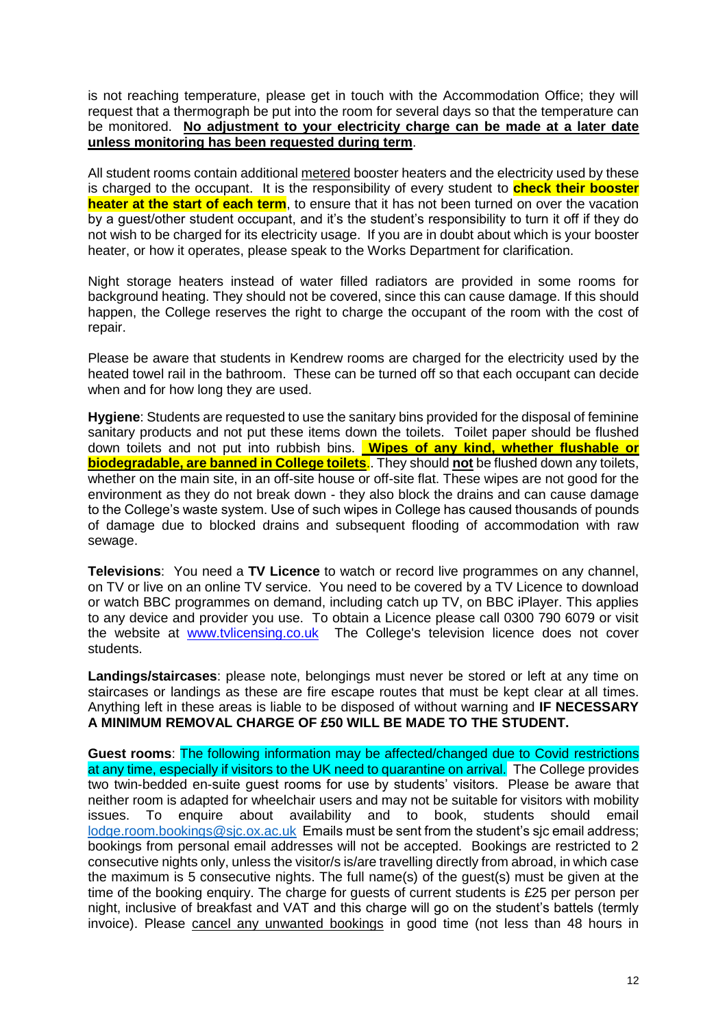is not reaching temperature, please get in touch with the Accommodation Office; they will request that a thermograph be put into the room for several days so that the temperature can be monitored. **No adjustment to your electricity charge can be made at a later date unless monitoring has been requested during term**.

All student rooms contain additional metered booster heaters and the electricity used by these is charged to the occupant. It is the responsibility of every student to **check their booster heater at the start of each term**, to ensure that it has not been turned on over the vacation by a guest/other student occupant, and it's the student's responsibility to turn it off if they do not wish to be charged for its electricity usage. If you are in doubt about which is your booster heater, or how it operates, please speak to the Works Department for clarification.

Night storage heaters instead of water filled radiators are provided in some rooms for background heating. They should not be covered, since this can cause damage. If this should happen, the College reserves the right to charge the occupant of the room with the cost of repair.

Please be aware that students in Kendrew rooms are charged for the electricity used by the heated towel rail in the bathroom. These can be turned off so that each occupant can decide when and for how long they are used.

**Hygiene**: Students are requested to use the sanitary bins provided for the disposal of feminine sanitary products and not put these items down the toilets. Toilet paper should be flushed down toilets and not put into rubbish bins. **Wipes of any kind, whether flushable or biodegradable, are banned in College toilets**.. They should **not** be flushed down any toilets, whether on the main site, in an off-site house or off-site flat. These wipes are not good for the environment as they do not break down - they also block the drains and can cause damage to the College's waste system. Use of such wipes in College has caused thousands of pounds of damage due to blocked drains and subsequent flooding of accommodation with raw sewage.

**Televisions**: You need a **TV Licence** to watch or record live programmes on any channel, on TV or live on an online TV service. You need to be covered by a TV Licence to download or watch BBC programmes on demand, including catch up TV, on BBC iPlayer. This applies to any device and provider you use. To obtain a Licence please call 0300 790 6079 or visit the website at www.tvlicensing.co.uk The College's television licence does not cover students.

**Landings/staircases**: please note, belongings must never be stored or left at any time on staircases or landings as these are fire escape routes that must be kept clear at all times. Anything left in these areas is liable to be disposed of without warning and **IF NECESSARY A MINIMUM REMOVAL CHARGE OF £50 WILL BE MADE TO THE STUDENT.**

**Guest rooms**: The following information may be affected/changed due to Covid restrictions at any time, especially if visitors to the UK need to quarantine on arrival. The College provides two twin-bedded en-suite guest rooms for use by students' visitors. Please be aware that neither room is adapted for wheelchair users and may not be suitable for visitors with mobility issues. To enquire about availability and to book, students should email lodge.room.bookings@sjc.ox.ac.uk Emails must be sent from the student's sjc email address; bookings from personal email addresses will not be accepted. Bookings are restricted to 2 consecutive nights only, unless the visitor/s is/are travelling directly from abroad, in which case the maximum is 5 consecutive nights. The full name(s) of the guest(s) must be given at the time of the booking enquiry. The charge for guests of current students is £25 per person per night, inclusive of breakfast and VAT and this charge will go on the student's battels (termly invoice). Please cancel any unwanted bookings in good time (not less than 48 hours in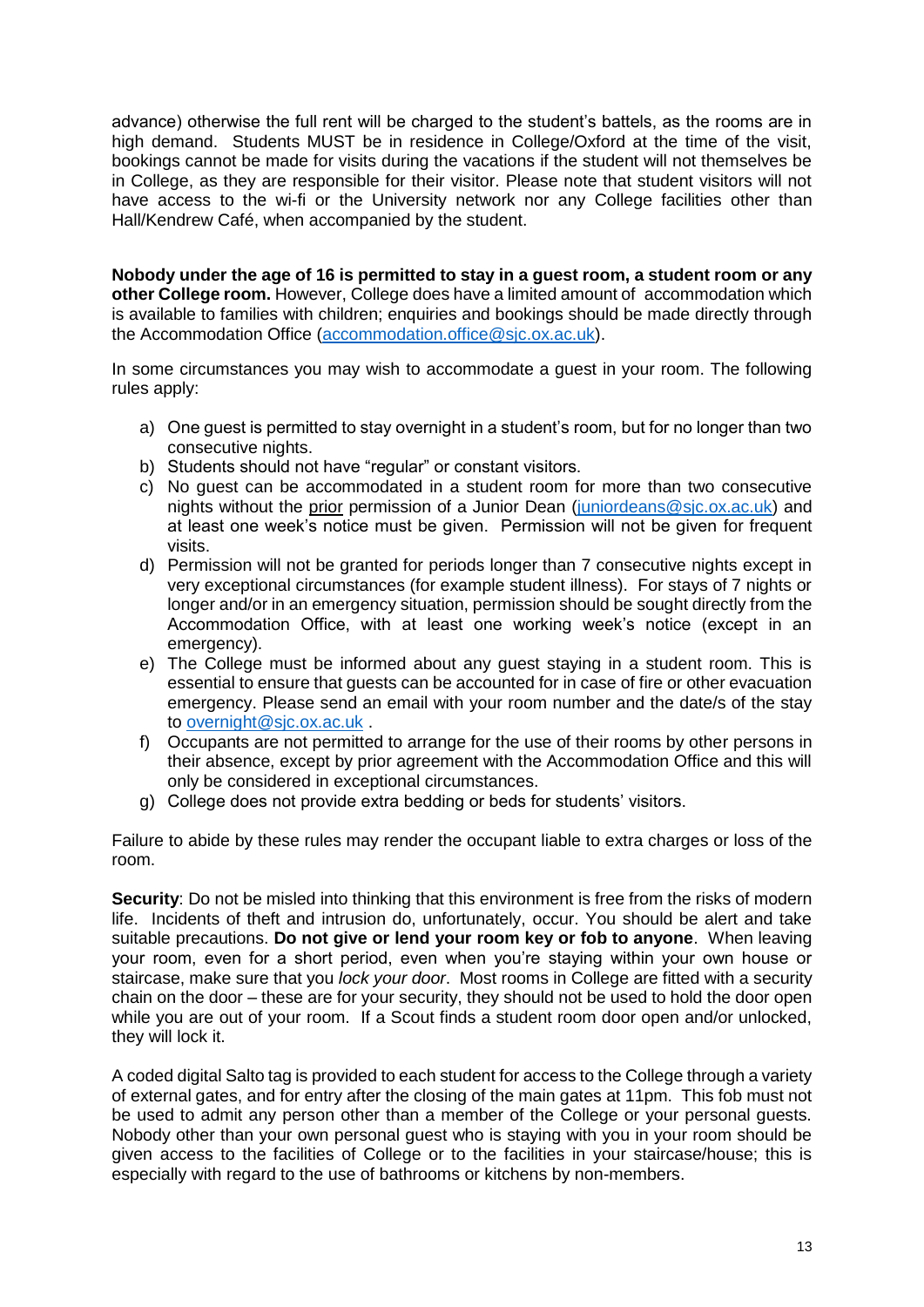advance) otherwise the full rent will be charged to the student's battels, as the rooms are in high demand. Students MUST be in residence in College/Oxford at the time of the visit, bookings cannot be made for visits during the vacations if the student will not themselves be in College, as they are responsible for their visitor. Please note that student visitors will not have access to the wi-fi or the University network nor any College facilities other than Hall/Kendrew Café, when accompanied by the student.

**Nobody under the age of 16 is permitted to stay in a guest room, a student room or any other College room.** However, College does have a limited amount of accommodation which is available to families with children; enquiries and bookings should be made directly through the Accommodation Office (accommodation.office@sjc.ox.ac.uk).

In some circumstances you may wish to accommodate a guest in your room. The following rules apply:

a) One guest is permitted to stay overnight in a student's room, but for no longer than two consecutive nights.
b) Students should not have "regular" or constant visitors.
c) No guest can be accommodated in a student room for more than two consecutive nights without the prior permission of a Junior Dean (juniordeans@sjc.ox.ac.uk) and at least one week's notice must be given. Permission will not be given for frequent visits.
d) Permission will not be granted for periods longer than 7 consecutive nights except in very exceptional circumstances (for example student illness). For stays of 7 nights or longer and/or in an emergency situation, permission should be sought directly from the Accommodation Office, with at least one working week's notice (except in an emergency).
e) The College must be informed about any guest staying in a student room. This is essential to ensure that guests can be accounted for in case of fire or other evacuation emergency. Please send an email with your room number and the date/s of the stay to overnight@sjc.ox.ac.uk .
f) Occupants are not permitted to arrange for the use of their rooms by other persons in their absence, except by prior agreement with the Accommodation Office and this will only be considered in exceptional circumstances.
g) College does not provide extra bedding or beds for students' visitors.

Failure to abide by these rules may render the occupant liable to extra charges or loss of the room.

**Security**: Do not be misled into thinking that this environment is free from the risks of modern life. Incidents of theft and intrusion do, unfortunately, occur. You should be alert and take suitable precautions. **Do not give or lend your room key or fob to anyone**. When leaving your room, even for a short period, even when you're staying within your own house or staircase, make sure that you *lock your door*. Most rooms in College are fitted with a security chain on the door – these are for your security, they should not be used to hold the door open while you are out of your room. If a Scout finds a student room door open and/or unlocked, they will lock it.

A coded digital Salto tag is provided to each student for access to the College through a variety of external gates, and for entry after the closing of the main gates at 11pm. This fob must not be used to admit any person other than a member of the College or your personal guests. Nobody other than your own personal guest who is staying with you in your room should be given access to the facilities of College or to the facilities in your staircase/house; this is especially with regard to the use of bathrooms or kitchens by non-members.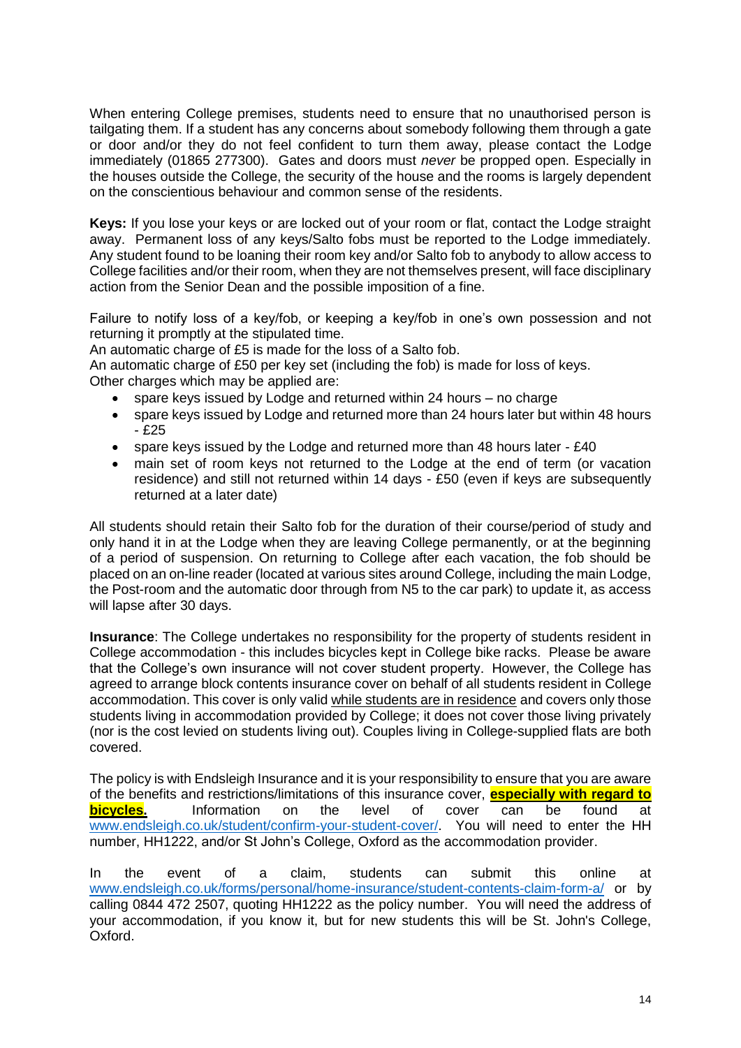When entering College premises, students need to ensure that no unauthorised person is tailgating them. If a student has any concerns about somebody following them through a gate or door and/or they do not feel confident to turn them away, please contact the Lodge immediately (01865 277300). Gates and doors must *never* be propped open. Especially in the houses outside the College, the security of the house and the rooms is largely dependent on the conscientious behaviour and common sense of the residents.

**Keys:** If you lose your keys or are locked out of your room or flat, contact the Lodge straight away. Permanent loss of any keys/Salto fobs must be reported to the Lodge immediately. Any student found to be loaning their room key and/or Salto fob to anybody to allow access to College facilities and/or their room, when they are not themselves present, will face disciplinary action from the Senior Dean and the possible imposition of a fine.

Failure to notify loss of a key/fob, or keeping a key/fob in one's own possession and not returning it promptly at the stipulated time.
An automatic charge of £5 is made for the loss of a Salto fob.
An automatic charge of £50 per key set (including the fob) is made for loss of keys.
Other charges which may be applied are:

- spare keys issued by Lodge and returned within 24 hours – no charge
- spare keys issued by Lodge and returned more than 24 hours later but within 48 hours - £25
- spare keys issued by the Lodge and returned more than 48 hours later - £40
- main set of room keys not returned to the Lodge at the end of term (or vacation residence) and still not returned within 14 days - £50 (even if keys are subsequently returned at a later date)

All students should retain their Salto fob for the duration of their course/period of study and only hand it in at the Lodge when they are leaving College permanently, or at the beginning of a period of suspension. On returning to College after each vacation, the fob should be placed on an on-line reader (located at various sites around College, including the main Lodge, the Post-room and the automatic door through from N5 to the car park) to update it, as access will lapse after 30 days.

**Insurance**: The College undertakes no responsibility for the property of students resident in College accommodation - this includes bicycles kept in College bike racks. Please be aware that the College's own insurance will not cover student property. However, the College has agreed to arrange block contents insurance cover on behalf of all students resident in College accommodation. This cover is only valid while students are in residence and covers only those students living in accommodation provided by College; it does not cover those living privately (nor is the cost levied on students living out). Couples living in College-supplied flats are both covered.

The policy is with Endsleigh Insurance and it is your responsibility to ensure that you are aware of the benefits and restrictions/limitations of this insurance cover, **especially with regard to bicycles.** Information on the level of cover can be found at www.endsleigh.co.uk/student/confirm-your-student-cover/. You will need to enter the HH number, HH1222, and/or St John's College, Oxford as the accommodation provider.

In the event of a claim, students can submit this online at www.endsleigh.co.uk/forms/personal/home-insurance/student-contents-claim-form-a/ or by calling 0844 472 2507, quoting HH1222 as the policy number. You will need the address of your accommodation, if you know it, but for new students this will be St. John's College, Oxford.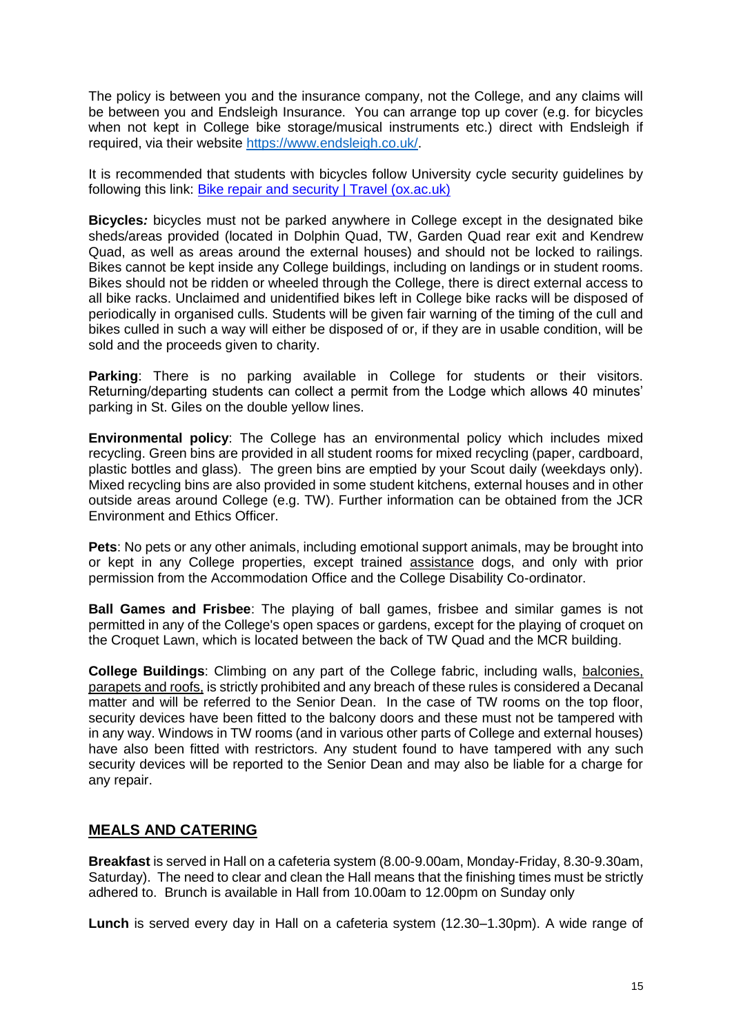The policy is between you and the insurance company, not the College, and any claims will be between you and Endsleigh Insurance. You can arrange top up cover (e.g. for bicycles when not kept in College bike storage/musical instruments etc.) direct with Endsleigh if required, via their website [https://www.endsleigh.co.uk/](https://www.endsleigh.co.uk/).

It is recommended that students with bicycles follow University cycle security guidelines by following this link: Bike repair and security | Travel (ox.ac.uk)

**Bicycles***:* bicycles must not be parked anywhere in College except in the designated bike sheds/areas provided (located in Dolphin Quad, TW, Garden Quad rear exit and Kendrew Quad, as well as areas around the external houses) and should not be locked to railings. Bikes cannot be kept inside any College buildings, including on landings or in student rooms. Bikes should not be ridden or wheeled through the College, there is direct external access to all bike racks. Unclaimed and unidentified bikes left in College bike racks will be disposed of periodically in organised culls. Students will be given fair warning of the timing of the cull and bikes culled in such a way will either be disposed of or, if they are in usable condition, will be sold and the proceeds given to charity.

**Parking**: There is no parking available in College for students or their visitors. Returning/departing students can collect a permit from the Lodge which allows 40 minutes' parking in St. Giles on the double yellow lines.

**Environmental policy**: The College has an environmental policy which includes mixed recycling. Green bins are provided in all student rooms for mixed recycling (paper, cardboard, plastic bottles and glass). The green bins are emptied by your Scout daily (weekdays only). Mixed recycling bins are also provided in some student kitchens, external houses and in other outside areas around College (e.g. TW). Further information can be obtained from the JCR Environment and Ethics Officer.

**Pets**: No pets or any other animals, including emotional support animals, may be brought into or kept in any College properties, except trained assistance dogs, and only with prior permission from the Accommodation Office and the College Disability Co-ordinator.

**Ball Games and Frisbee**: The playing of ball games, frisbee and similar games is not permitted in any of the College's open spaces or gardens, except for the playing of croquet on the Croquet Lawn, which is located between the back of TW Quad and the MCR building.

**College Buildings**: Climbing on any part of the College fabric, including walls, balconies, parapets and roofs, is strictly prohibited and any breach of these rules is considered a Decanal matter and will be referred to the Senior Dean. In the case of TW rooms on the top floor, security devices have been fitted to the balcony doors and these must not be tampered with in any way. Windows in TW rooms (and in various other parts of College and external houses) have also been fitted with restrictors. Any student found to have tampered with any such security devices will be reported to the Senior Dean and may also be liable for a charge for any repair.

## MEALS AND CATERING

**Breakfast** is served in Hall on a cafeteria system (8.00-9.00am, Monday-Friday, 8.30-9.30am, Saturday). The need to clear and clean the Hall means that the finishing times must be strictly adhered to. Brunch is available in Hall from 10.00am to 12.00pm on Sunday only

**Lunch** is served every day in Hall on a cafeteria system (12.30–1.30pm). A wide range of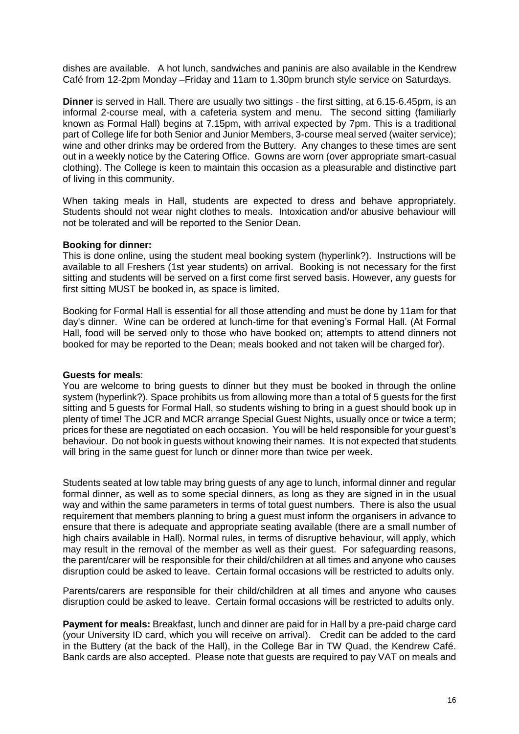dishes are available. A hot lunch, sandwiches and paninis are also available in the Kendrew Café from 12-2pm Monday –Friday and 11am to 1.30pm brunch style service on Saturdays.

**Dinner** is served in Hall. There are usually two sittings - the first sitting, at 6.15-6.45pm, is an informal 2-course meal, with a cafeteria system and menu. The second sitting (familiarly known as Formal Hall) begins at 7.15pm, with arrival expected by 7pm. This is a traditional part of College life for both Senior and Junior Members, 3-course meal served (waiter service); wine and other drinks may be ordered from the Buttery. Any changes to these times are sent out in a weekly notice by the Catering Office. Gowns are worn (over appropriate smart-casual clothing). The College is keen to maintain this occasion as a pleasurable and distinctive part of living in this community.

When taking meals in Hall, students are expected to dress and behave appropriately. Students should not wear night clothes to meals. Intoxication and/or abusive behaviour will not be tolerated and will be reported to the Senior Dean.

**Booking for dinner:**
This is done online, using the student meal booking system (hyperlink?). Instructions will be available to all Freshers (1st year students) on arrival. Booking is not necessary for the first sitting and students will be served on a first come first served basis. However, any guests for first sitting MUST be booked in, as space is limited.

Booking for Formal Hall is essential for all those attending and must be done by 11am for that day's dinner. Wine can be ordered at lunch-time for that evening's Formal Hall. (At Formal Hall, food will be served only to those who have booked on; attempts to attend dinners not booked for may be reported to the Dean; meals booked and not taken will be charged for).

**Guests for meals**:
You are welcome to bring guests to dinner but they must be booked in through the online system (hyperlink?). Space prohibits us from allowing more than a total of 5 guests for the first sitting and 5 guests for Formal Hall, so students wishing to bring in a guest should book up in plenty of time! The JCR and MCR arrange Special Guest Nights, usually once or twice a term; prices for these are negotiated on each occasion. You will be held responsible for your guest's behaviour. Do not book in guests without knowing their names. It is not expected that students will bring in the same guest for lunch or dinner more than twice per week.

Students seated at low table may bring guests of any age to lunch, informal dinner and regular formal dinner, as well as to some special dinners, as long as they are signed in in the usual way and within the same parameters in terms of total guest numbers. There is also the usual requirement that members planning to bring a guest must inform the organisers in advance to ensure that there is adequate and appropriate seating available (there are a small number of high chairs available in Hall). Normal rules, in terms of disruptive behaviour, will apply, which may result in the removal of the member as well as their guest. For safeguarding reasons, the parent/carer will be responsible for their child/children at all times and anyone who causes disruption could be asked to leave. Certain formal occasions will be restricted to adults only.

Parents/carers are responsible for their child/children at all times and anyone who causes disruption could be asked to leave. Certain formal occasions will be restricted to adults only.

**Payment for meals:** Breakfast, lunch and dinner are paid for in Hall by a pre-paid charge card (your University ID card, which you will receive on arrival). Credit can be added to the card in the Buttery (at the back of the Hall), in the College Bar in TW Quad, the Kendrew Café. Bank cards are also accepted. Please note that guests are required to pay VAT on meals and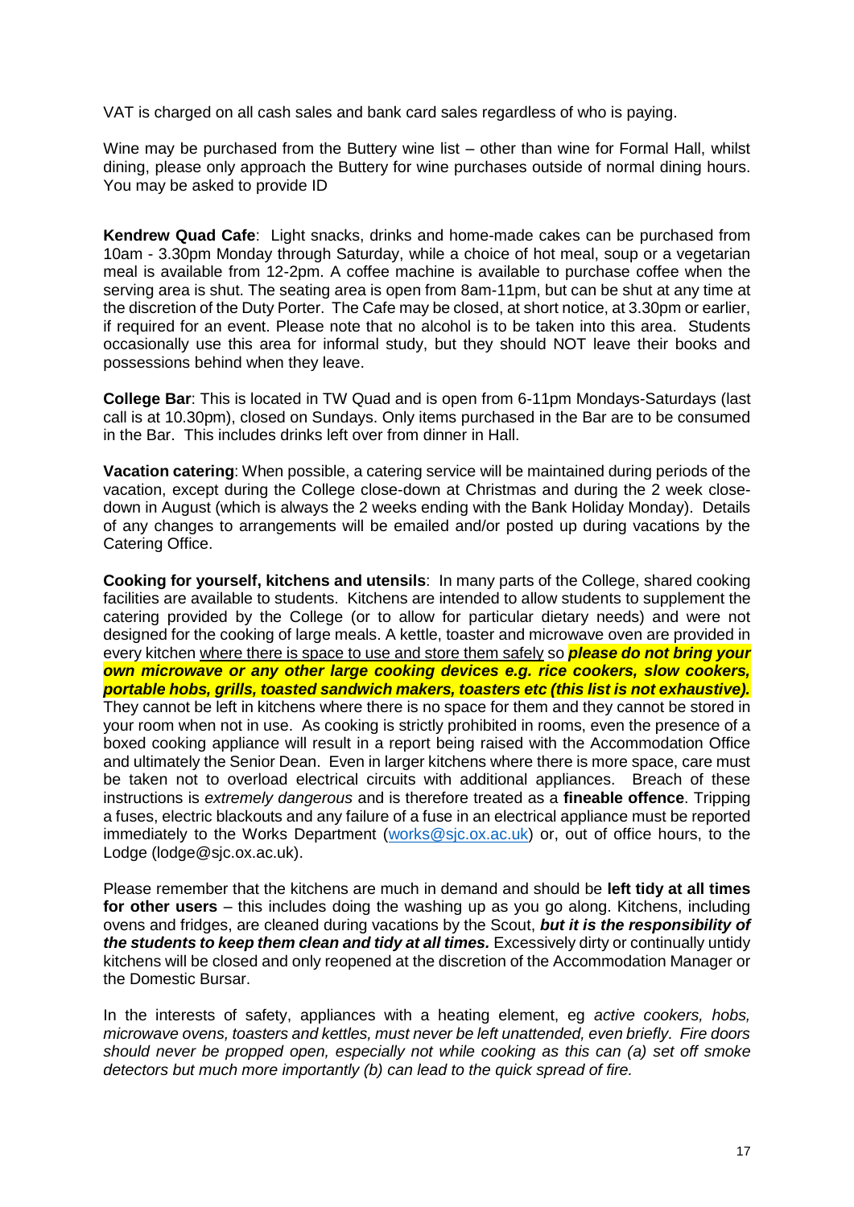VAT is charged on all cash sales and bank card sales regardless of who is paying.

Wine may be purchased from the Buttery wine list – other than wine for Formal Hall, whilst dining, please only approach the Buttery for wine purchases outside of normal dining hours. You may be asked to provide ID

**Kendrew Quad Cafe**: Light snacks, drinks and home-made cakes can be purchased from 10am - 3.30pm Monday through Saturday, while a choice of hot meal, soup or a vegetarian meal is available from 12-2pm. A coffee machine is available to purchase coffee when the serving area is shut. The seating area is open from 8am-11pm, but can be shut at any time at the discretion of the Duty Porter. The Cafe may be closed, at short notice, at 3.30pm or earlier, if required for an event. Please note that no alcohol is to be taken into this area. Students occasionally use this area for informal study, but they should NOT leave their books and possessions behind when they leave.

**College Bar**: This is located in TW Quad and is open from 6-11pm Mondays-Saturdays (last call is at 10.30pm), closed on Sundays. Only items purchased in the Bar are to be consumed in the Bar. This includes drinks left over from dinner in Hall.

**Vacation catering**: When possible, a catering service will be maintained during periods of the vacation, except during the College close-down at Christmas and during the 2 week close-down in August (which is always the 2 weeks ending with the Bank Holiday Monday). Details of any changes to arrangements will be emailed and/or posted up during vacations by the Catering Office.

**Cooking for yourself, kitchens and utensils**: In many parts of the College, shared cooking facilities are available to students. Kitchens are intended to allow students to supplement the catering provided by the College (or to allow for particular dietary needs) and were not designed for the cooking of large meals. A kettle, toaster and microwave oven are provided in every kitchen where there is space to use and store them safely so ***please do not bring your own microwave or any other large cooking devices e.g. rice cookers, slow cookers, portable hobs, grills, toasted sandwich makers, toasters etc (this list is not exhaustive).*** They cannot be left in kitchens where there is no space for them and they cannot be stored in your room when not in use. As cooking is strictly prohibited in rooms, even the presence of a boxed cooking appliance will result in a report being raised with the Accommodation Office and ultimately the Senior Dean. Even in larger kitchens where there is more space, care must be taken not to overload electrical circuits with additional appliances. Breach of these instructions is *extremely dangerous* and is therefore treated as a **fineable offence**. Tripping a fuses, electric blackouts and any failure of a fuse in an electrical appliance must be reported immediately to the Works Department (works@sjc.ox.ac.uk) or, out of office hours, to the Lodge (lodge@sjc.ox.ac.uk).

Please remember that the kitchens are much in demand and should be **left tidy at all times for other users** – this includes doing the washing up as you go along. Kitchens, including ovens and fridges, are cleaned during vacations by the Scout, ***but it is the responsibility of the students to keep them clean and tidy at all times.*** Excessively dirty or continually untidy kitchens will be closed and only reopened at the discretion of the Accommodation Manager or the Domestic Bursar.

In the interests of safety, appliances with a heating element, eg *active cookers, hobs, microwave ovens, toasters and kettles, must never be left unattended, even briefly. Fire doors should never be propped open, especially not while cooking as this can (a) set off smoke detectors but much more importantly (b) can lead to the quick spread of fire.*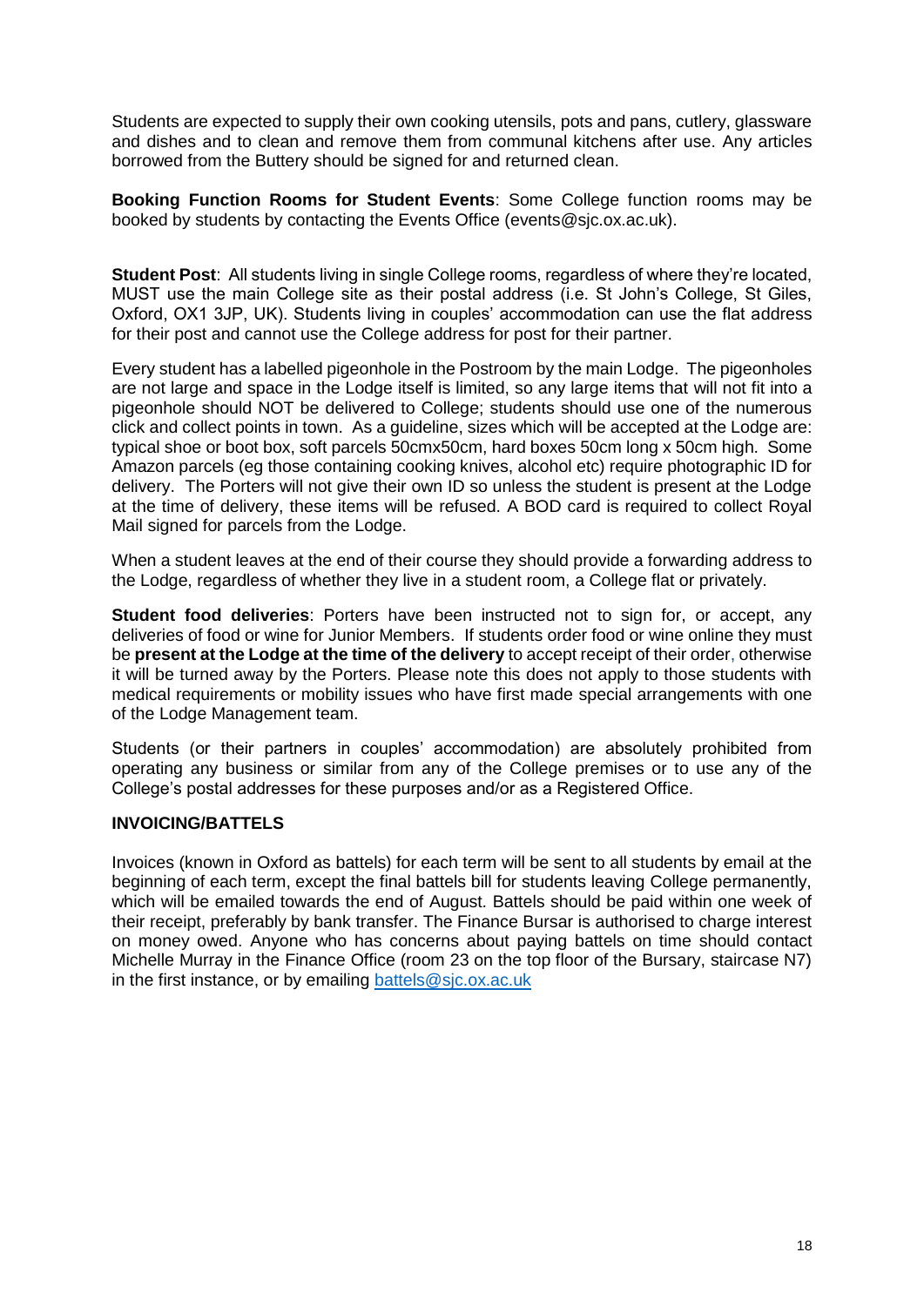Students are expected to supply their own cooking utensils, pots and pans, cutlery, glassware and dishes and to clean and remove them from communal kitchens after use. Any articles borrowed from the Buttery should be signed for and returned clean.

**Booking Function Rooms for Student Events**: Some College function rooms may be booked by students by contacting the Events Office (events@sjc.ox.ac.uk).

**Student Post**: All students living in single College rooms, regardless of where they're located, MUST use the main College site as their postal address (i.e. St John's College, St Giles, Oxford, OX1 3JP, UK). Students living in couples' accommodation can use the flat address for their post and cannot use the College address for post for their partner.

Every student has a labelled pigeonhole in the Postroom by the main Lodge. The pigeonholes are not large and space in the Lodge itself is limited, so any large items that will not fit into a pigeonhole should NOT be delivered to College; students should use one of the numerous click and collect points in town. As a guideline, sizes which will be accepted at the Lodge are: typical shoe or boot box, soft parcels 50cmx50cm, hard boxes 50cm long x 50cm high. Some Amazon parcels (eg those containing cooking knives, alcohol etc) require photographic ID for delivery. The Porters will not give their own ID so unless the student is present at the Lodge at the time of delivery, these items will be refused. A BOD card is required to collect Royal Mail signed for parcels from the Lodge.

When a student leaves at the end of their course they should provide a forwarding address to the Lodge, regardless of whether they live in a student room, a College flat or privately.

**Student food deliveries**: Porters have been instructed not to sign for, or accept, any deliveries of food or wine for Junior Members. If students order food or wine online they must be **present at the Lodge at the time of the delivery** to accept receipt of their order, otherwise it will be turned away by the Porters. Please note this does not apply to those students with medical requirements or mobility issues who have first made special arrangements with one of the Lodge Management team.

Students (or their partners in couples' accommodation) are absolutely prohibited from operating any business or similar from any of the College premises or to use any of the College's postal addresses for these purposes and/or as a Registered Office.

## INVOICING/BATTELS

Invoices (known in Oxford as battels) for each term will be sent to all students by email at the beginning of each term, except the final battels bill for students leaving College permanently, which will be emailed towards the end of August. Battels should be paid within one week of their receipt, preferably by bank transfer. The Finance Bursar is authorised to charge interest on money owed. Anyone who has concerns about paying battels on time should contact Michelle Murray in the Finance Office (room 23 on the top floor of the Bursary, staircase N7) in the first instance, or by emailing battels@sjc.ox.ac.uk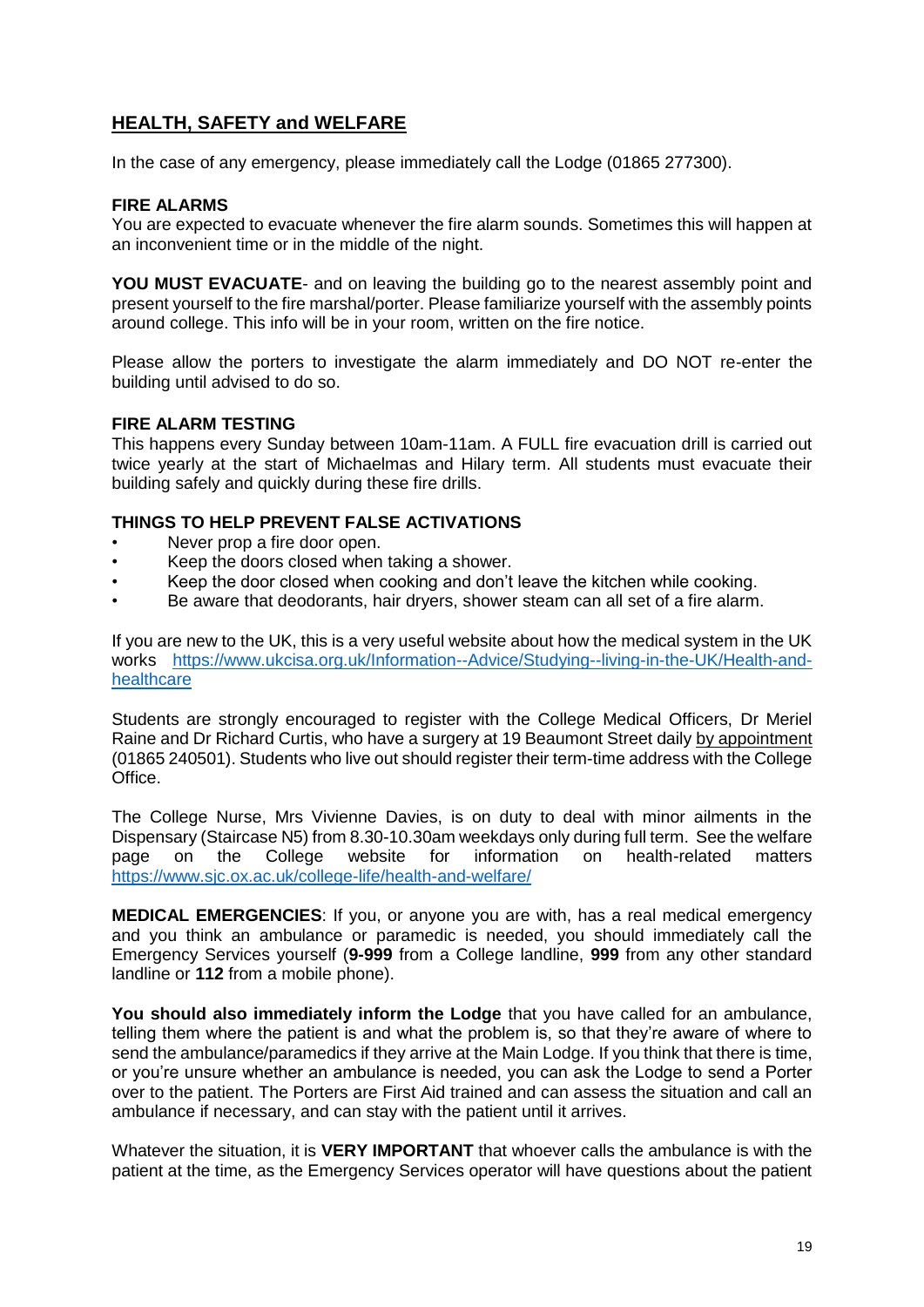## HEALTH, SAFETY and WELFARE

In the case of any emergency, please immediately call the Lodge (01865 277300).

**FIRE ALARMS**

You are expected to evacuate whenever the fire alarm sounds. Sometimes this will happen at an inconvenient time or in the middle of the night.

**YOU MUST EVACUATE**- and on leaving the building go to the nearest assembly point and present yourself to the fire marshal/porter. Please familiarize yourself with the assembly points around college. This info will be in your room, written on the fire notice.

Please allow the porters to investigate the alarm immediately and DO NOT re-enter the building until advised to do so.

**FIRE ALARM TESTING**

This happens every Sunday between 10am-11am. A FULL fire evacuation drill is carried out twice yearly at the start of Michaelmas and Hilary term. All students must evacuate their building safely and quickly during these fire drills.

**THINGS TO HELP PREVENT FALSE ACTIVATIONS**

- Never prop a fire door open.
- Keep the doors closed when taking a shower.
- Keep the door closed when cooking and don't leave the kitchen while cooking.
- Be aware that deodorants, hair dryers, shower steam can all set of a fire alarm.

If you are new to the UK, this is a very useful website about how the medical system in the UK works https://www.ukcisa.org.uk/Information--Advice/Studying--living-in-the-UK/Health-and-healthcare

Students are strongly encouraged to register with the College Medical Officers, Dr Meriel Raine and Dr Richard Curtis, who have a surgery at 19 Beaumont Street daily by appointment (01865 240501). Students who live out should register their term-time address with the College Office.

The College Nurse, Mrs Vivienne Davies, is on duty to deal with minor ailments in the Dispensary (Staircase N5) from 8.30-10.30am weekdays only during full term. See the welfare page on the College website for information on health-related matters https://www.sjc.ox.ac.uk/college-life/health-and-welfare/

**MEDICAL EMERGENCIES**: If you, or anyone you are with, has a real medical emergency and you think an ambulance or paramedic is needed, you should immediately call the Emergency Services yourself (**9-999** from a College landline, **999** from any other standard landline or **112** from a mobile phone).

**You should also immediately inform the Lodge** that you have called for an ambulance, telling them where the patient is and what the problem is, so that they're aware of where to send the ambulance/paramedics if they arrive at the Main Lodge. If you think that there is time, or you're unsure whether an ambulance is needed, you can ask the Lodge to send a Porter over to the patient. The Porters are First Aid trained and can assess the situation and call an ambulance if necessary, and can stay with the patient until it arrives.

Whatever the situation, it is **VERY IMPORTANT** that whoever calls the ambulance is with the patient at the time, as the Emergency Services operator will have questions about the patient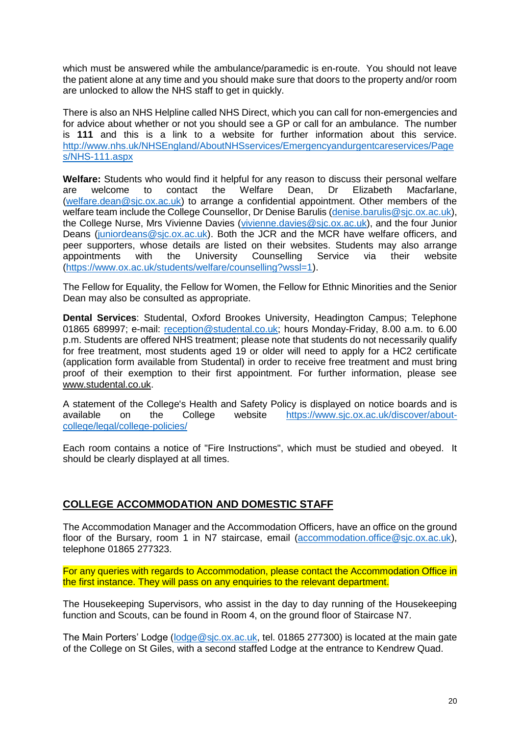which must be answered while the ambulance/paramedic is en-route. You should not leave the patient alone at any time and you should make sure that doors to the property and/or room are unlocked to allow the NHS staff to get in quickly.

There is also an NHS Helpline called NHS Direct, which you can call for non-emergencies and for advice about whether or not you should see a GP or call for an ambulance. The number is **111** and this is a link to a website for further information about this service. http://www.nhs.uk/NHSEngland/AboutNHSservices/Emergencyandurgentcareservices/Pages/NHS-111.aspx

**Welfare:** Students who would find it helpful for any reason to discuss their personal welfare are welcome to contact the Welfare Dean, Dr Elizabeth Macfarlane, (welfare.dean@sjc.ox.ac.uk) to arrange a confidential appointment. Other members of the welfare team include the College Counsellor, Dr Denise Barulis (denise.barulis@sjc.ox.ac.uk), the College Nurse, Mrs Vivienne Davies (vivienne.davies@sjc.ox.ac.uk), and the four Junior Deans (juniordeans@sjc.ox.ac.uk). Both the JCR and the MCR have welfare officers, and peer supporters, whose details are listed on their websites. Students may also arrange appointments with the University Counselling Service via their website (https://www.ox.ac.uk/students/welfare/counselling?wssl=1).

The Fellow for Equality, the Fellow for Women, the Fellow for Ethnic Minorities and the Senior Dean may also be consulted as appropriate.

**Dental Services**: Studental, Oxford Brookes University, Headington Campus; Telephone 01865 689997; e-mail: reception@studental.co.uk; hours Monday-Friday, 8.00 a.m. to 6.00 p.m. Students are offered NHS treatment; please note that students do not necessarily qualify for free treatment, most students aged 19 or older will need to apply for a HC2 certificate (application form available from Studental) in order to receive free treatment and must bring proof of their exemption to their first appointment. For further information, please see www.studental.co.uk.

A statement of the College's Health and Safety Policy is displayed on notice boards and is available on the College website https://www.sjc.ox.ac.uk/discover/about-college/legal/college-policies/

Each room contains a notice of "Fire Instructions", which must be studied and obeyed. It should be clearly displayed at all times.

## COLLEGE ACCOMMODATION AND DOMESTIC STAFF

The Accommodation Manager and the Accommodation Officers, have an office on the ground floor of the Bursary, room 1 in N7 staircase, email (accommodation.office@sjc.ox.ac.uk), telephone 01865 277323.

For any queries with regards to Accommodation, please contact the Accommodation Office in the first instance. They will pass on any enquiries to the relevant department.

The Housekeeping Supervisors, who assist in the day to day running of the Housekeeping function and Scouts, can be found in Room 4, on the ground floor of Staircase N7.

The Main Porters' Lodge (lodge@sjc.ox.ac.uk, tel. 01865 277300) is located at the main gate of the College on St Giles, with a second staffed Lodge at the entrance to Kendrew Quad.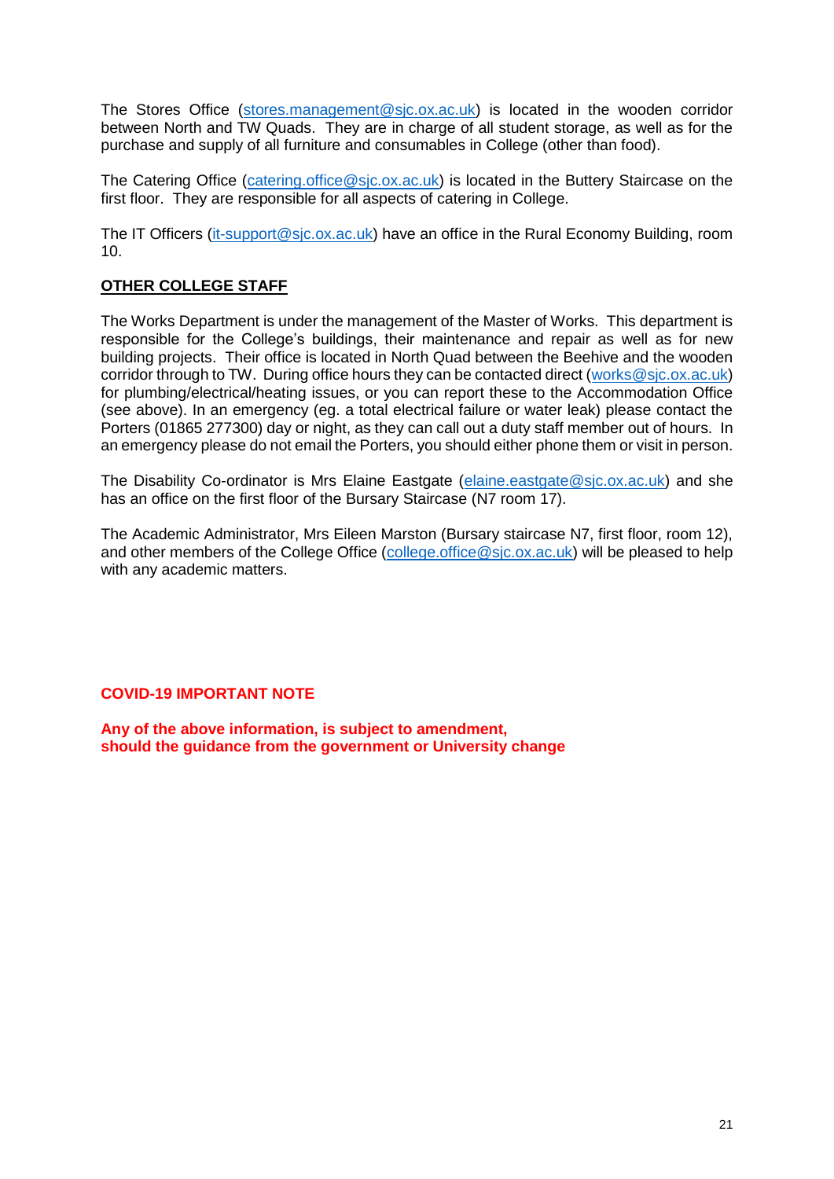The Stores Office (stores.management@sjc.ox.ac.uk) is located in the wooden corridor between North and TW Quads. They are in charge of all student storage, as well as for the purchase and supply of all furniture and consumables in College (other than food).

The Catering Office (catering.office@sjc.ox.ac.uk) is located in the Buttery Staircase on the first floor. They are responsible for all aspects of catering in College.

The IT Officers (it-support@sjc.ox.ac.uk) have an office in the Rural Economy Building, room 10.

## OTHER COLLEGE STAFF

The Works Department is under the management of the Master of Works. This department is responsible for the College's buildings, their maintenance and repair as well as for new building projects. Their office is located in North Quad between the Beehive and the wooden corridor through to TW. During office hours they can be contacted direct (works@sjc.ox.ac.uk) for plumbing/electrical/heating issues, or you can report these to the Accommodation Office (see above). In an emergency (eg. a total electrical failure or water leak) please contact the Porters (01865 277300) day or night, as they can call out a duty staff member out of hours. In an emergency please do not email the Porters, you should either phone them or visit in person.

The Disability Co-ordinator is Mrs Elaine Eastgate (elaine.eastgate@sjc.ox.ac.uk) and she has an office on the first floor of the Bursary Staircase (N7 room 17).

The Academic Administrator, Mrs Eileen Marston (Bursary staircase N7, first floor, room 12), and other members of the College Office (college.office@sjc.ox.ac.uk) will be pleased to help with any academic matters.

**COVID-19 IMPORTANT NOTE**

**Any of the above information, is subject to amendment, should the guidance from the government or University change**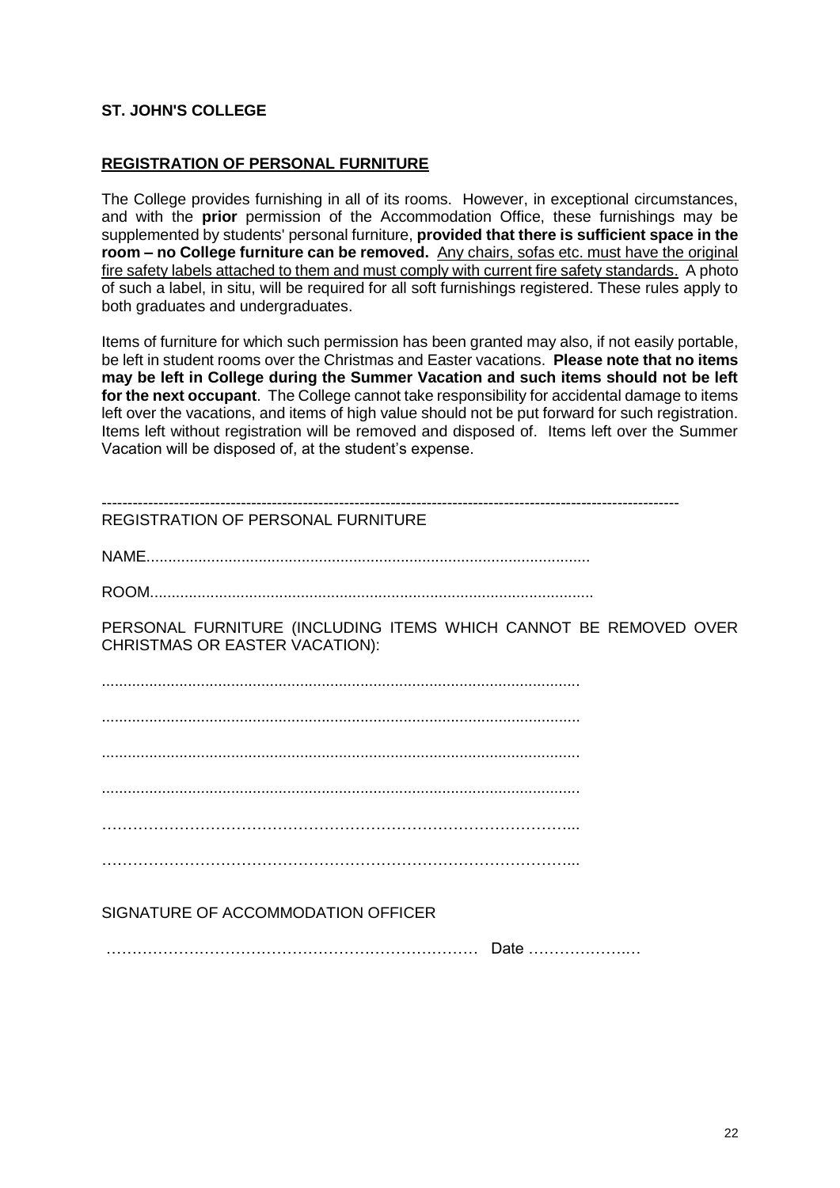**ST. JOHN'S COLLEGE**

**REGISTRATION OF PERSONAL FURNITURE**

The College provides furnishing in all of its rooms. However, in exceptional circumstances, and with the **prior** permission of the Accommodation Office, these furnishings may be supplemented by students' personal furniture, **provided that there is sufficient space in the room – no College furniture can be removed.** Any chairs, sofas etc. must have the original fire safety labels attached to them and must comply with current fire safety standards. A photo of such a label, in situ, will be required for all soft furnishings registered. These rules apply to both graduates and undergraduates.

Items of furniture for which such permission has been granted may also, if not easily portable, be left in student rooms over the Christmas and Easter vacations. **Please note that no items may be left in College during the Summer Vacation and such items should not be left for the next occupant**. The College cannot take responsibility for accidental damage to items left over the vacations, and items of high value should not be put forward for such registration. Items left without registration will be removed and disposed of. Items left over the Summer Vacation will be disposed of, at the student's expense.

---

REGISTRATION OF PERSONAL FURNITURE

NAME.....................................................................................................

ROOM.....................................................................................................

PERSONAL FURNITURE (INCLUDING ITEMS WHICH CANNOT BE REMOVED OVER CHRISTMAS OR EASTER VACATION):

.............................................................................................................

.............................................................................................................

.............................................................................................................

.............................................................................................................

………………………………………………………………………………...

………………………………………………………………………………...

SIGNATURE OF ACCOMMODATION OFFICER

……………………………………………………………… Date ………………..…